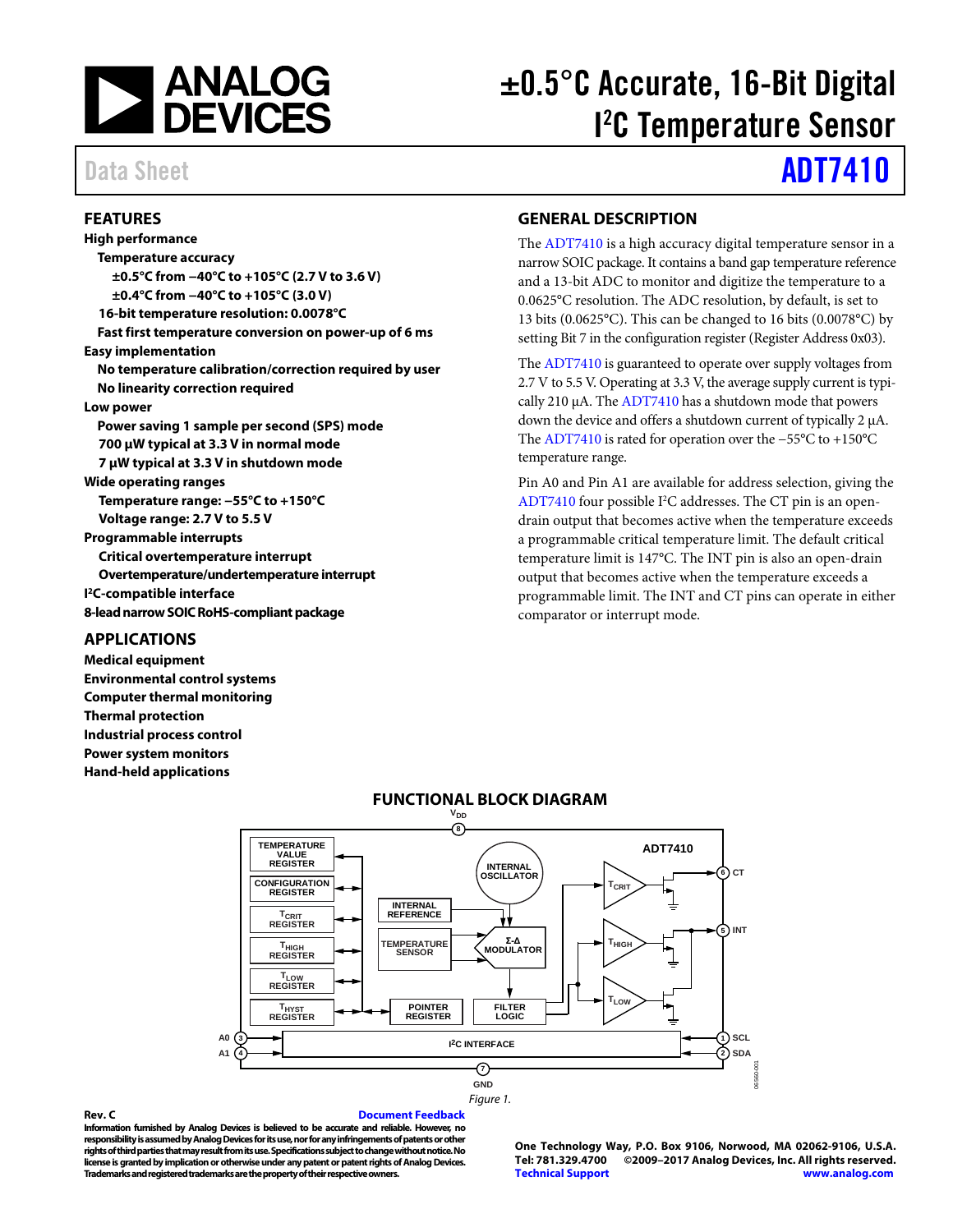# ±0.5°C Accurate, 16-Bit Digital I²C Temperature Sensor

Data Sheet **ADT7410**

## FEATURES

**High performance**
- **Temperature accuracy**
  - **±0.5°C from −40°C to +105°C (2.7 V to 3.6 V)**
  - **±0.4°C from −40°C to +105°C (3.0 V)**
- **16-bit temperature resolution: 0.0078°C**
- **Fast first temperature conversion on power-up of 6 ms**

**Easy implementation**
- **No temperature calibration/correction required by user**
- **No linearity correction required**

**Low power**
- **Power saving 1 sample per second (SPS) mode**
- **700 μW typical at 3.3 V in normal mode**
- **7 μW typical at 3.3 V in shutdown mode**

**Wide operating ranges**
- **Temperature range: −55°C to +150°C**
- **Voltage range: 2.7 V to 5.5 V**

**Programmable interrupts**
- **Critical overtemperature interrupt**
- **Overtemperature/undertemperature interrupt**

**I²C-compatible interface**

**8-lead narrow SOIC RoHS-compliant package**

## APPLICATIONS

**Medical equipment**
**Environmental control systems**
**Computer thermal monitoring**
**Thermal protection**
**Industrial process control**
**Power system monitors**
**Hand-held applications**

## GENERAL DESCRIPTION

The ADT7410 is a high accuracy digital temperature sensor in a narrow SOIC package. It contains a band gap temperature reference and a 13-bit ADC to monitor and digitize the temperature to a 0.0625°C resolution. The ADC resolution, by default, is set to 13 bits (0.0625°C). This can be changed to 16 bits (0.0078°C) by setting Bit 7 in the configuration register (Register Address 0x03).

The ADT7410 is guaranteed to operate over supply voltages from 2.7 V to 5.5 V. Operating at 3.3 V, the average supply current is typically 210 μA. The ADT7410 has a shutdown mode that powers down the device and offers a shutdown current of typically 2 μA. The ADT7410 is rated for operation over the −55°C to +150°C temperature range.

Pin A0 and Pin A1 are available for address selection, giving the ADT7410 four possible I²C addresses. The CT pin is an open-drain output that becomes active when the temperature exceeds a programmable critical temperature limit. The default critical temperature limit is 147°C. The INT pin is also an open-drain output that becomes active when the temperature exceeds a programmable limit. The INT and CT pins can operate in either comparator or interrupt mode.

## FUNCTIONAL BLOCK DIAGRAM

Figure 1.

**Rev. C** Document Feedback

**Information furnished by Analog Devices is believed to be accurate and reliable. However, no responsibility is assumed by Analog Devices for its use, nor for any infringements of patents or other rights of third parties that may result from its use. Specifications subject to change without notice. No license is granted by implication or otherwise under any patent or patent rights of Analog Devices. Trademarks and registered trademarks are the property of their respective owners.**

**One Technology Way, P.O. Box 9106, Norwood, MA 02062-9106, U.S.A.**
**Tel: 781.329.4700 ©2009–2017 Analog Devices, Inc. All rights reserved.**
**Technical Support www.analog.com**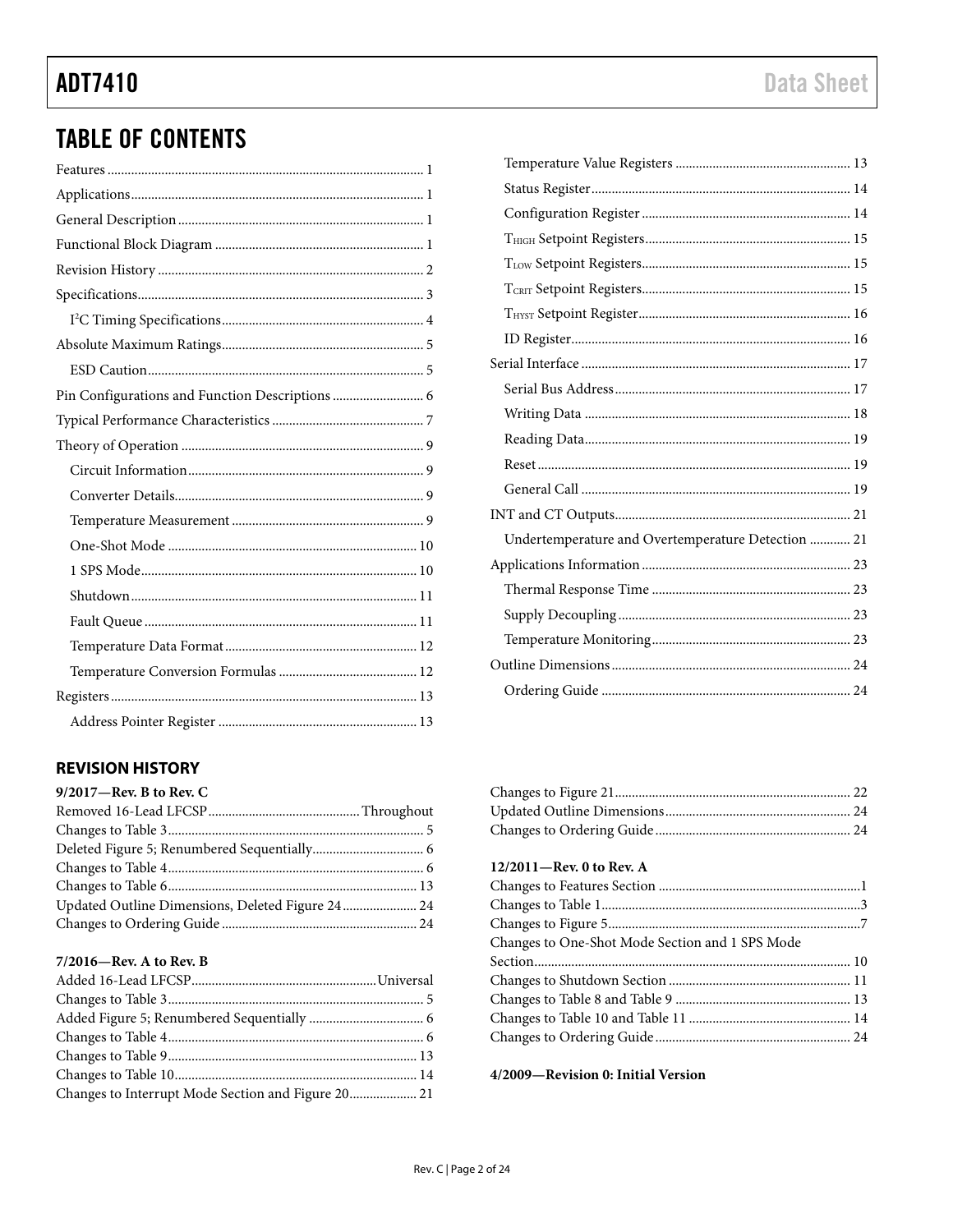## TABLE OF CONTENTS

Features ... 1
Applications ... 1
General Description ... 1
Functional Block Diagram ... 1
Revision History ... 2
Specifications ... 3
  I²C Timing Specifications ... 4
Absolute Maximum Ratings ... 5
  ESD Caution ... 5
Pin Configurations and Function Descriptions ... 6
Typical Performance Characteristics ... 7
Theory of Operation ... 9
  Circuit Information ... 9
  Converter Details ... 9
  Temperature Measurement ... 9
  One-Shot Mode ... 10
  1 SPS Mode ... 10
  Shutdown ... 11
  Fault Queue ... 11
  Temperature Data Format ... 12
  Temperature Conversion Formulas ... 12
Registers ... 13
  Address Pointer Register ... 13
  Temperature Value Registers ... 13
  Status Register ... 14
  Configuration Register ... 14
  $T_{HIGH}$ Setpoint Registers ... 15
  $T_{LOW}$ Setpoint Registers ... 15
  $T_{CRIT}$ Setpoint Registers ... 15
  $T_{HYST}$ Setpoint Register ... 16
  ID Register ... 16
Serial Interface ... 17
  Serial Bus Address ... 17
  Writing Data ... 18
  Reading Data ... 19
  Reset ... 19
  General Call ... 19
INT and CT Outputs ... 21
  Undertemperature and Overtemperature Detection ... 21
Applications Information ... 23
  Thermal Response Time ... 23
  Supply Decoupling ... 23
  Temperature Monitoring ... 23
Outline Dimensions ... 24
  Ordering Guide ... 24

### REVISION HISTORY

**9/2017—Rev. B to Rev. C**

Removed 16-Lead LFCSP ... Throughout
Changes to Table 3 ... 5
Deleted Figure 5; Renumbered Sequentially ... 6
Changes to Table 4 ... 6
Changes to Table 6 ... 13
Updated Outline Dimensions, Deleted Figure 24 ... 24
Changes to Ordering Guide ... 24

**7/2016—Rev. A to Rev. B**

Added 16-Lead LFCSP ... Universal
Changes to Table 3 ... 5
Added Figure 5; Renumbered Sequentially ... 6
Changes to Table 4 ... 6
Changes to Table 9 ... 13
Changes to Table 10 ... 14
Changes to Interrupt Mode Section and Figure 20 ... 21
Changes to Figure 21 ... 22
Updated Outline Dimensions ... 24
Changes to Ordering Guide ... 24

**12/2011—Rev. 0 to Rev. A**

Changes to Features Section ... 1
Changes to Table 1 ... 3
Changes to Figure 5 ... 7
Changes to One-Shot Mode Section and 1 SPS Mode Section ... 10
Changes to Shutdown Section ... 11
Changes to Table 8 and Table 9 ... 13
Changes to Table 10 and Table 11 ... 14
Changes to Ordering Guide ... 24

**4/2009—Revision 0: Initial Version**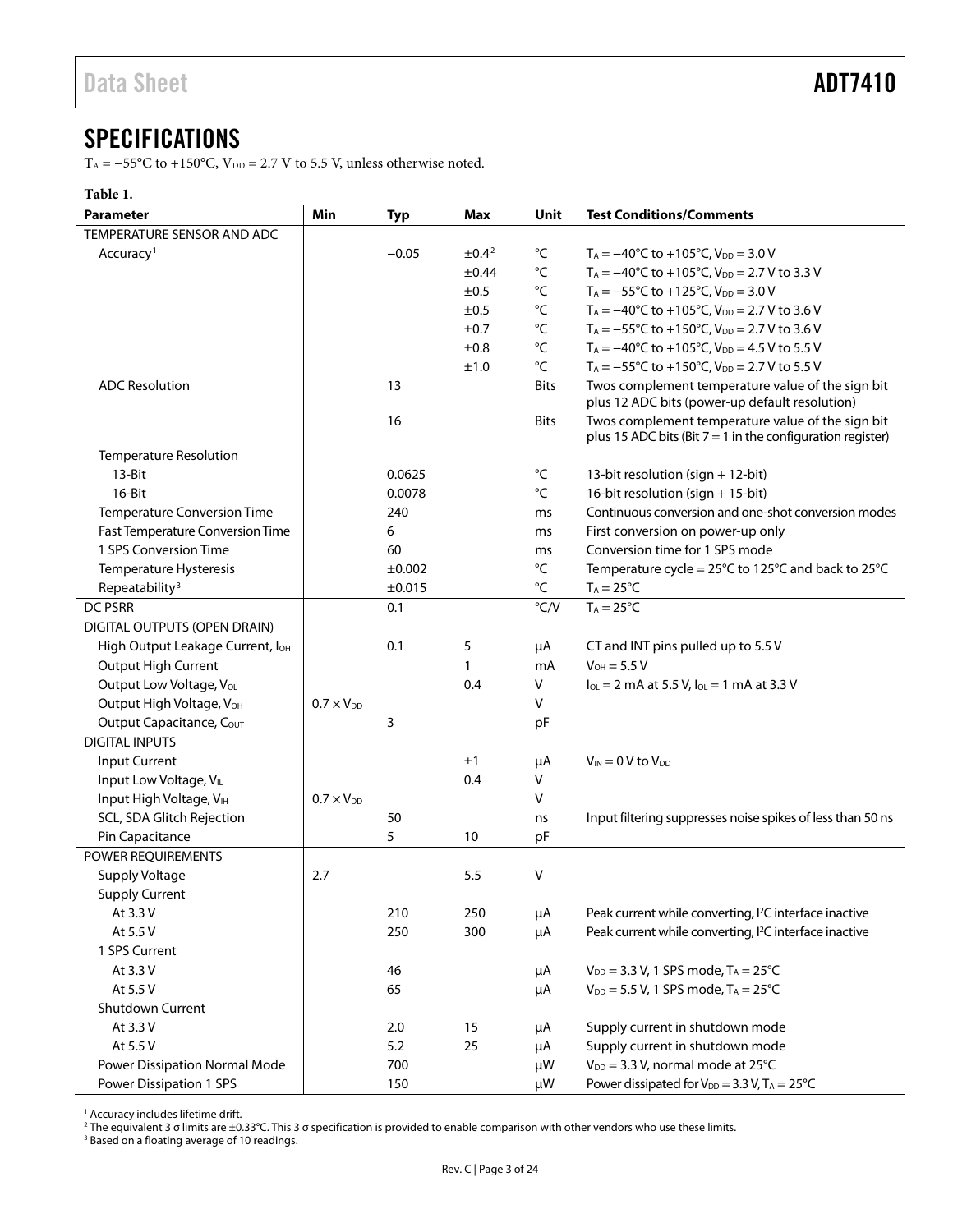# SPECIFICATIONS

$T_A = -55°C$ to $+150°C$, $V_{DD} = 2.7$ V to 5.5 V, unless otherwise noted.

**Table 1.**

| Parameter | Min | Typ | Max | Unit | Test Conditions/Comments |
|---|---|---|---|---|---|
| TEMPERATURE SENSOR AND ADC | | | | | |
| Accuracy[1] | | −0.05 | ±0.4[2] | °C | $T_A = -40°C$ to $+105°C$, $V_{DD} = 3.0$ V |
| | | | ±0.44 | °C | $T_A = -40°C$ to $+105°C$, $V_{DD} = 2.7$ V to 3.3 V |
| | | | ±0.5 | °C | $T_A = -55°C$ to $+125°C$, $V_{DD} = 3.0$ V |
| | | | ±0.5 | °C | $T_A = -40°C$ to $+105°C$, $V_{DD} = 2.7$ V to 3.6 V |
| | | | ±0.7 | °C | $T_A = -55°C$ to $+150°C$, $V_{DD} = 2.7$ V to 3.6 V |
| | | | ±0.8 | °C | $T_A = -40°C$ to $+105°C$, $V_{DD} = 4.5$ V to 5.5 V |
| | | | ±1.0 | °C | $T_A = -55°C$ to $+150°C$, $V_{DD} = 2.7$ V to 5.5 V |
| ADC Resolution | | 13 | | Bits | Twos complement temperature value of the sign bit plus 12 ADC bits (power-up default resolution) |
| | | 16 | | Bits | Twos complement temperature value of the sign bit plus 15 ADC bits (Bit 7 = 1 in the configuration register) |
| Temperature Resolution | | | | | |
| 13-Bit | | 0.0625 | | °C | 13-bit resolution (sign + 12-bit) |
| 16-Bit | | 0.0078 | | °C | 16-bit resolution (sign + 15-bit) |
| Temperature Conversion Time | | 240 | | ms | Continuous conversion and one-shot conversion modes |
| Fast Temperature Conversion Time | | 6 | | ms | First conversion on power-up only |
| 1 SPS Conversion Time | | 60 | | ms | Conversion time for 1 SPS mode |
| Temperature Hysteresis | | ±0.002 | | °C | Temperature cycle = 25°C to 125°C and back to 25°C |
| Repeatability[3] | | ±0.015 | | °C | $T_A = 25°C$ |
| DC PSRR | | 0.1 | | °C/V | $T_A = 25°C$ |
| DIGITAL OUTPUTS (OPEN DRAIN) | | | | | |
| High Output Leakage Current, $I_{OH}$ | | 0.1 | 5 | μA | CT and INT pins pulled up to 5.5 V |
| Output High Current | | | 1 | mA | $V_{OH} = 5.5$ V |
| Output Low Voltage, $V_{OL}$ | | | 0.4 | V | $I_{OL} = 2$ mA at 5.5 V, $I_{OL} = 1$ mA at 3.3 V |
| Output High Voltage, $V_{OH}$ | $0.7 \times V_{DD}$ | | | V | |
| Output Capacitance, $C_{OUT}$ | | 3 | | pF | |
| DIGITAL INPUTS | | | | | |
| Input Current | | | ±1 | μA | $V_{IN} = 0$ V to $V_{DD}$ |
| Input Low Voltage, $V_{IL}$ | | | 0.4 | V | |
| Input High Voltage, $V_{IH}$ | $0.7 \times V_{DD}$ | | | V | |
| SCL, SDA Glitch Rejection | | 50 | | ns | Input filtering suppresses noise spikes of less than 50 ns |
| Pin Capacitance | | 5 | 10 | pF | |
| POWER REQUIREMENTS | | | | | |
| Supply Voltage | 2.7 | | 5.5 | V | |
| Supply Current | | | | | |
| At 3.3 V | | 210 | 250 | μA | Peak current while converting, I²C interface inactive |
| At 5.5 V | | 250 | 300 | μA | Peak current while converting, I²C interface inactive |
| 1 SPS Current | | | | | |
| At 3.3 V | | 46 | | μA | $V_{DD} = 3.3$ V, 1 SPS mode, $T_A = 25°C$ |
| At 5.5 V | | 65 | | μA | $V_{DD} = 5.5$ V, 1 SPS mode, $T_A = 25°C$ |
| Shutdown Current | | | | | |
| At 3.3 V | | 2.0 | 15 | μA | Supply current in shutdown mode |
| At 5.5 V | | 5.2 | 25 | μA | Supply current in shutdown mode |
| Power Dissipation Normal Mode | | 700 | | μW | $V_{DD} = 3.3$ V, normal mode at 25°C |
| Power Dissipation 1 SPS | | 150 | | μW | Power dissipated for $V_{DD} = 3.3$ V, $T_A = 25°C$ |

[1] Accuracy includes lifetime drift.

[2] The equivalent 3 σ limits are ±0.33°C. This 3 σ specification is provided to enable comparison with other vendors who use these limits.

[3] Based on a floating average of 10 readings.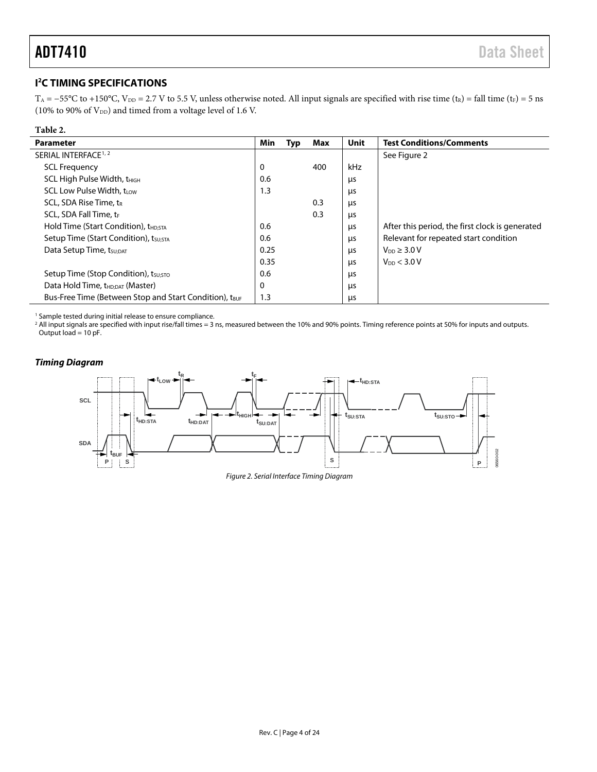## I²C TIMING SPECIFICATIONS

$T_A$ = −55°C to +150°C, $V_{DD}$ = 2.7 V to 5.5 V, unless otherwise noted. All input signals are specified with rise time ($t_R$) = fall time ($t_F$) = 5 ns (10% to 90% of $V_{DD}$) and timed from a voltage level of 1.6 V.

**Table 2.**

| Parameter | Min | Typ | Max | Unit | Test Conditions/Comments |
|---|---|---|---|---|---|
| SERIAL INTERFACE[1, 2] | | | | | See Figure 2 |
| SCL Frequency | 0 | | 400 | kHz | |
| SCL High Pulse Width, $t_{HIGH}$ | 0.6 | | | μs | |
| SCL Low Pulse Width, $t_{LOW}$ | 1.3 | | | μs | |
| SCL, SDA Rise Time, $t_R$ | | | 0.3 | μs | |
| SCL, SDA Fall Time, $t_F$ | | | 0.3 | μs | |
| Hold Time (Start Condition), $t_{HD;STA}$ | 0.6 | | | μs | After this period, the first clock is generated |
| Setup Time (Start Condition), $t_{SU;STA}$ | 0.6 | | | μs | Relevant for repeated start condition |
| Data Setup Time, $t_{SU;DAT}$ | 0.25 | | | μs | $V_{DD}$ ≥ 3.0 V |
| | 0.35 | | | μs | $V_{DD}$ < 3.0 V |
| Setup Time (Stop Condition), $t_{SU;STO}$ | 0.6 | | | μs | |
| Data Hold Time, $t_{HD;DAT}$ (Master) | 0 | | | μs | |
| Bus-Free Time (Between Stop and Start Condition), $t_{BUF}$ | 1.3 | | | μs | |

[1] Sample tested during initial release to ensure compliance.
[2] All input signals are specified with input rise/fall times = 3 ns, measured between the 10% and 90% points. Timing reference points at 50% for inputs and outputs. Output load = 10 pF.

### *Timing Diagram*

*Figure 2. Serial Interface Timing Diagram*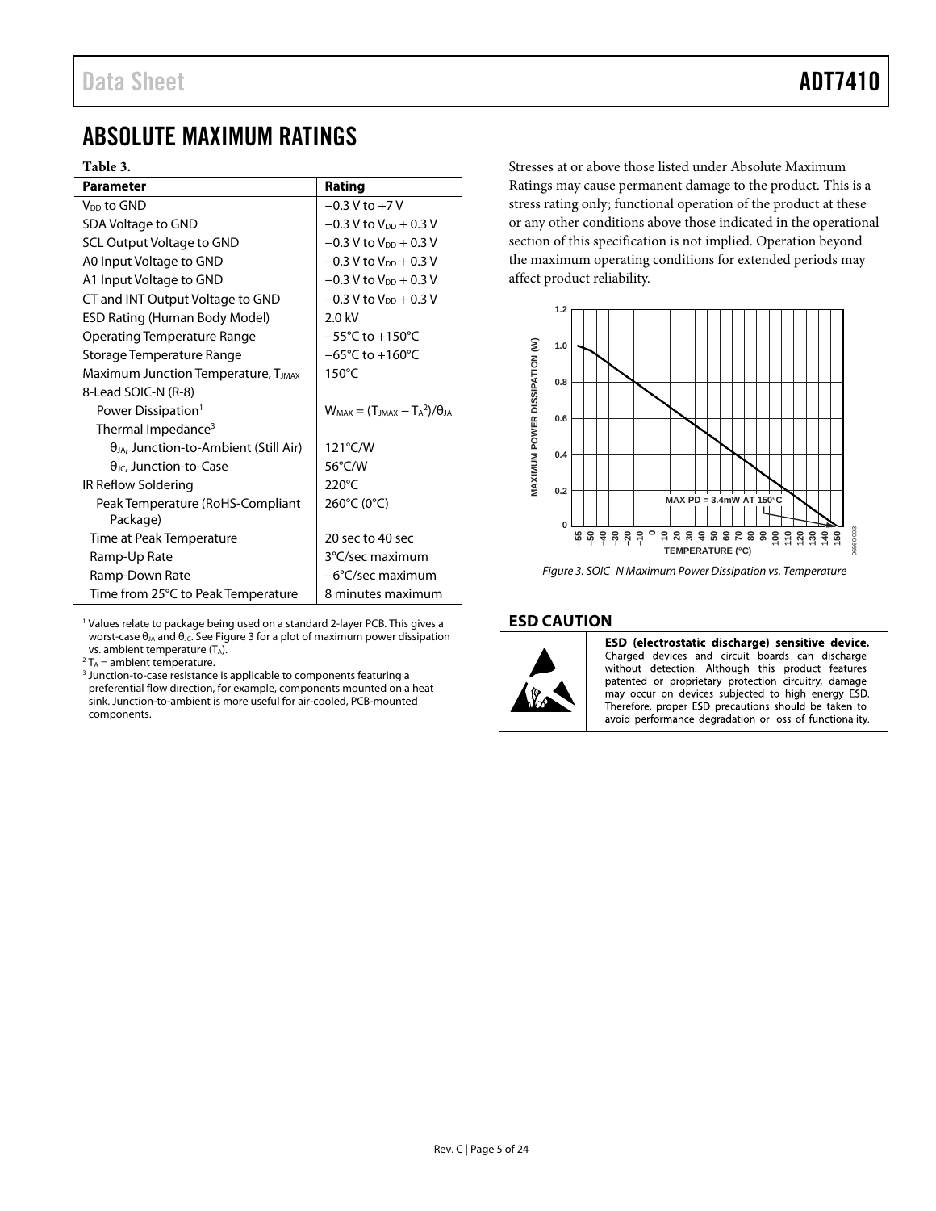# ABSOLUTE MAXIMUM RATINGS

**Table 3.**

| Parameter | Rating |
|---|---|
| $V_{DD}$ to GND | −0.3 V to +7 V |
| SDA Voltage to GND | −0.3 V to $V_{DD}$ + 0.3 V |
| SCL Output Voltage to GND | −0.3 V to $V_{DD}$ + 0.3 V |
| A0 Input Voltage to GND | −0.3 V to $V_{DD}$ + 0.3 V |
| A1 Input Voltage to GND | −0.3 V to $V_{DD}$ + 0.3 V |
| CT and INT Output Voltage to GND | −0.3 V to $V_{DD}$ + 0.3 V |
| ESD Rating (Human Body Model) | 2.0 kV |
| Operating Temperature Range | −55°C to +150°C |
| Storage Temperature Range | −65°C to +160°C |
| Maximum Junction Temperature, $T_{JMAX}$ | 150°C |
| 8-Lead SOIC-N (R-8) | |
| Power Dissipation[1] | $W_{MAX} = (T_{JMAX} - T_A{}^{2})/\theta_{JA}$ |
| Thermal Impedance[3] | |
| $\theta_{JA}$, Junction-to-Ambient (Still Air) | 121°C/W |
| $\theta_{JC}$, Junction-to-Case | 56°C/W |
| IR Reflow Soldering | 220°C |
| Peak Temperature (RoHS-Compliant Package) | 260°C (0°C) |
| Time at Peak Temperature | 20 sec to 40 sec |
| Ramp-Up Rate | 3°C/sec maximum |
| Ramp-Down Rate | −6°C/sec maximum |
| Time from 25°C to Peak Temperature | 8 minutes maximum |

[1] Values relate to package being used on a standard 2-layer PCB. This gives a worst-case $\theta_{JA}$ and $\theta_{JC}$. See Figure 3 for a plot of maximum power dissipation vs. ambient temperature ($T_A$).

[2] $T_A$ = ambient temperature.

[3] Junction-to-case resistance is applicable to components featuring a preferential flow direction, for example, components mounted on a heat sink. Junction-to-ambient is more useful for air-cooled, PCB-mounted components.

Stresses at or above those listed under Absolute Maximum Ratings may cause permanent damage to the product. This is a stress rating only; functional operation of the product at these or any other conditions above those indicated in the operational section of this specification is not implied. Operation beyond the maximum operating conditions for extended periods may affect product reliability.

*Figure 3. SOIC_N Maximum Power Dissipation vs. Temperature*

## ESD CAUTION

**ESD (electrostatic discharge) sensitive device.** Charged devices and circuit boards can discharge without detection. Although this product features patented or proprietary protection circuitry, damage may occur on devices subjected to high energy ESD. Therefore, proper ESD precautions should be taken to avoid performance degradation or loss of functionality.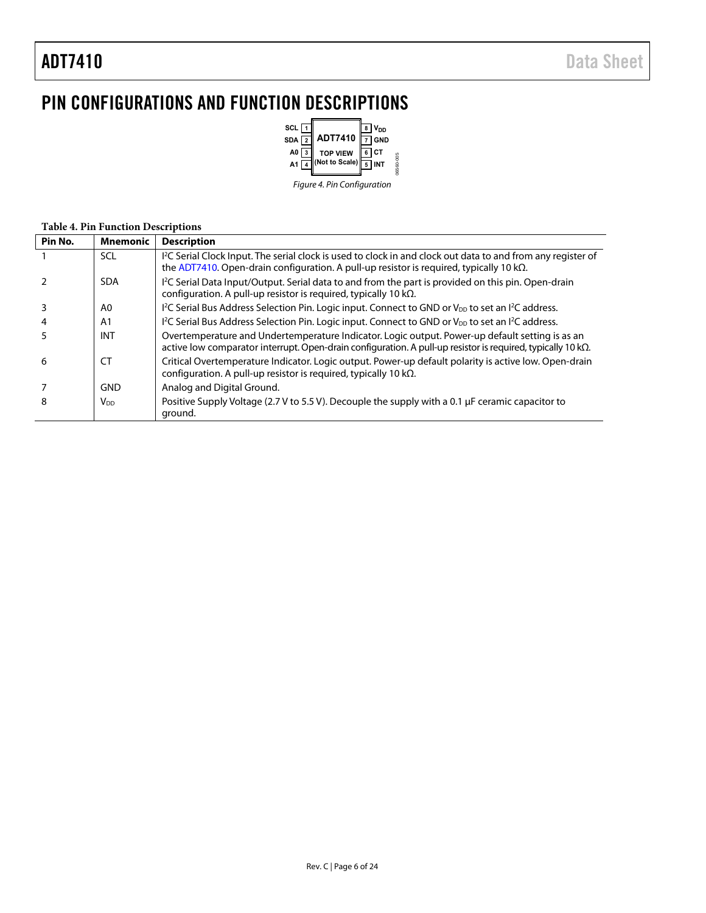# PIN CONFIGURATIONS AND FUNCTION DESCRIPTIONS

Figure 4. Pin Configuration

**Table 4. Pin Function Descriptions**

| Pin No. | Mnemonic | Description |
|---|---|---|
| 1 | SCL | $I^2C$ Serial Clock Input. The serial clock is used to clock in and clock out data to and from any register of the ADT7410. Open-drain configuration. A pull-up resistor is required, typically 10 kΩ. |
| 2 | SDA | $I^2C$ Serial Data Input/Output. Serial data to and from the part is provided on this pin. Open-drain configuration. A pull-up resistor is required, typically 10 kΩ. |
| 3 | A0 | $I^2C$ Serial Bus Address Selection Pin. Logic input. Connect to GND or $V_{DD}$ to set an $I^2C$ address. |
| 4 | A1 | $I^2C$ Serial Bus Address Selection Pin. Logic input. Connect to GND or $V_{DD}$ to set an $I^2C$ address. |
| 5 | INT | Overtemperature and Undertemperature Indicator. Logic output. Power-up default setting is as an active low comparator interrupt. Open-drain configuration. A pull-up resistor is required, typically 10 kΩ. |
| 6 | CT | Critical Overtemperature Indicator. Logic output. Power-up default polarity is active low. Open-drain configuration. A pull-up resistor is required, typically 10 kΩ. |
| 7 | GND | Analog and Digital Ground. |
| 8 | $V_{DD}$ | Positive Supply Voltage (2.7 V to 5.5 V). Decouple the supply with a 0.1 µF ceramic capacitor to ground. |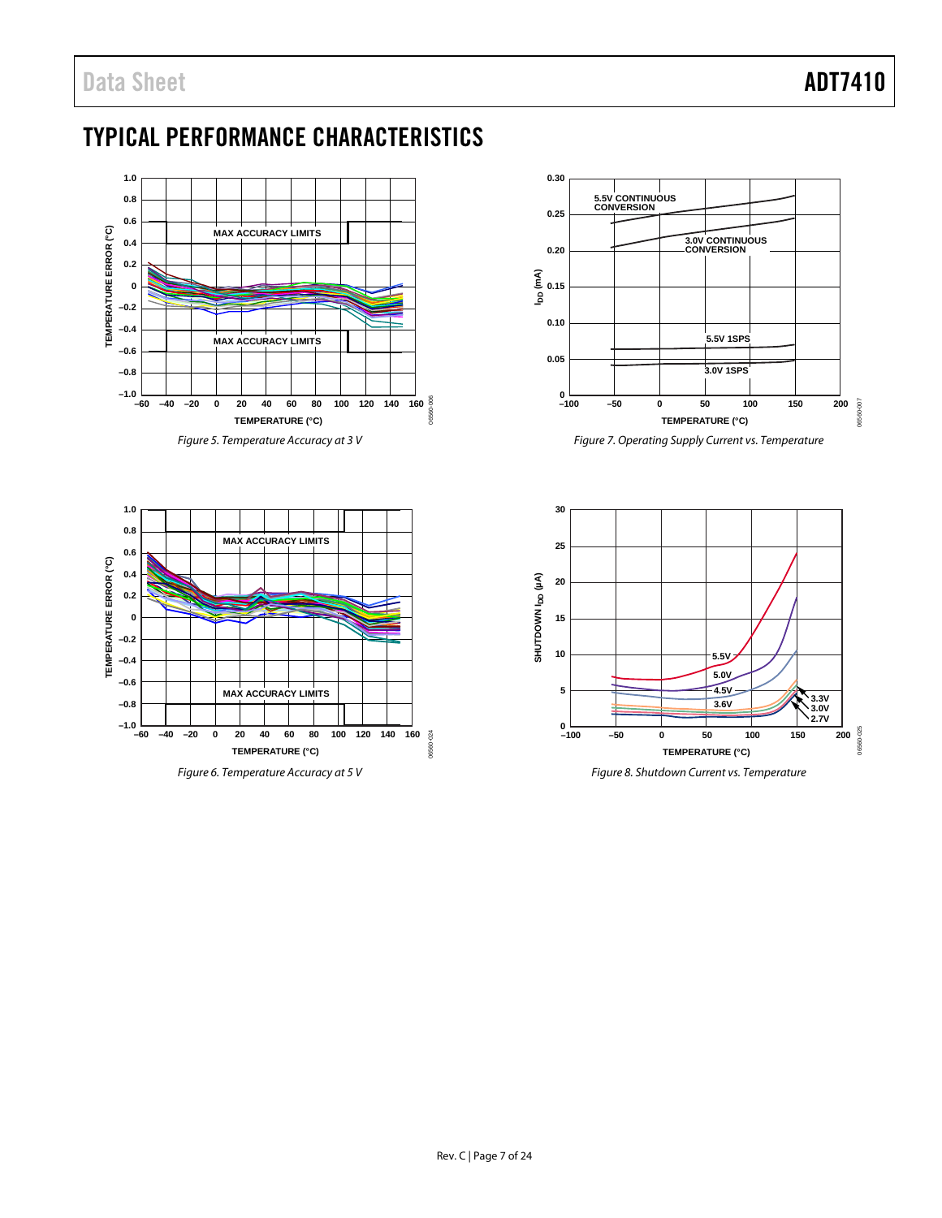# TYPICAL PERFORMANCE CHARACTERISTICS

Figure 5. Temperature Accuracy at 3 V

Figure 6. Temperature Accuracy at 5 V

Figure 7. Operating Supply Current vs. Temperature

Figure 8. Shutdown Current vs. Temperature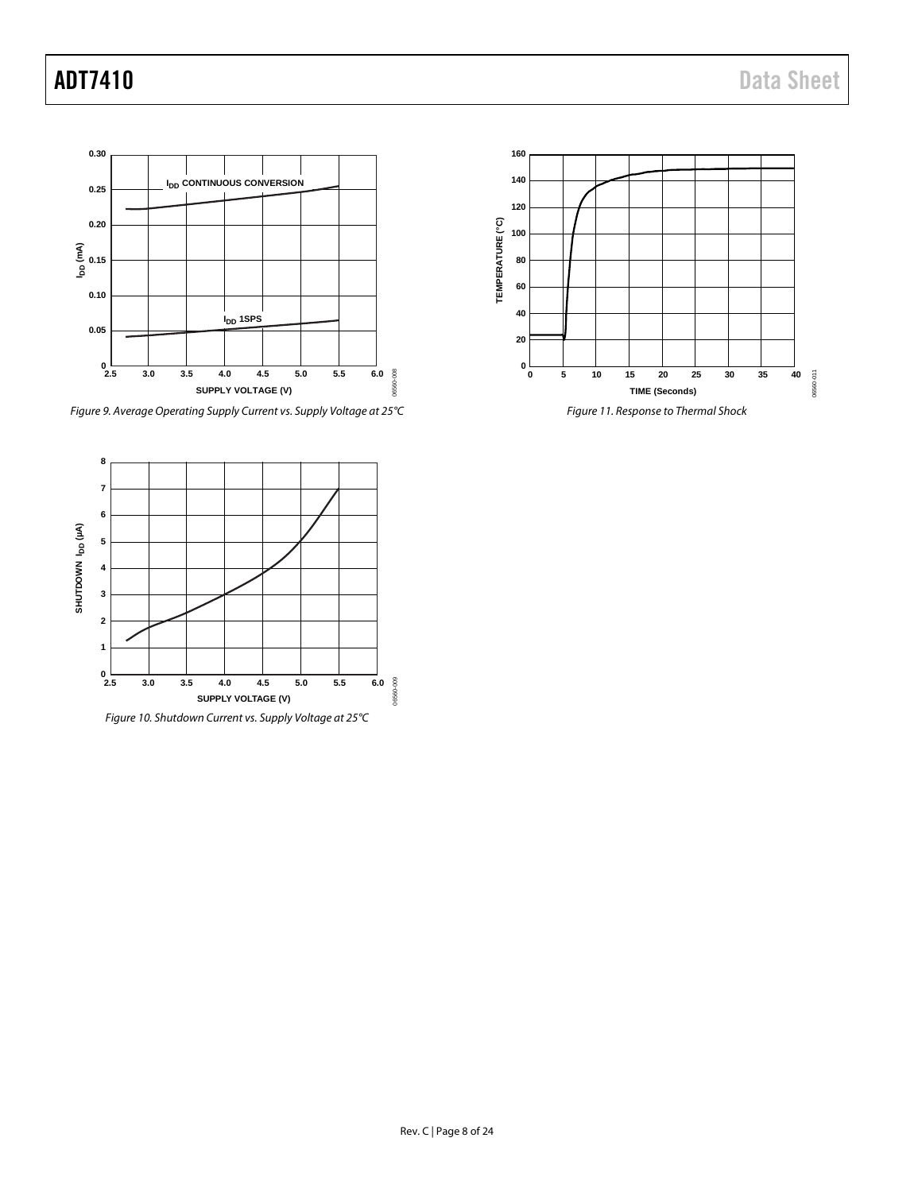Figure 9. Average Operating Supply Current vs. Supply Voltage at 25°C

Figure 10. Shutdown Current vs. Supply Voltage at 25°C

Figure 11. Response to Thermal Shock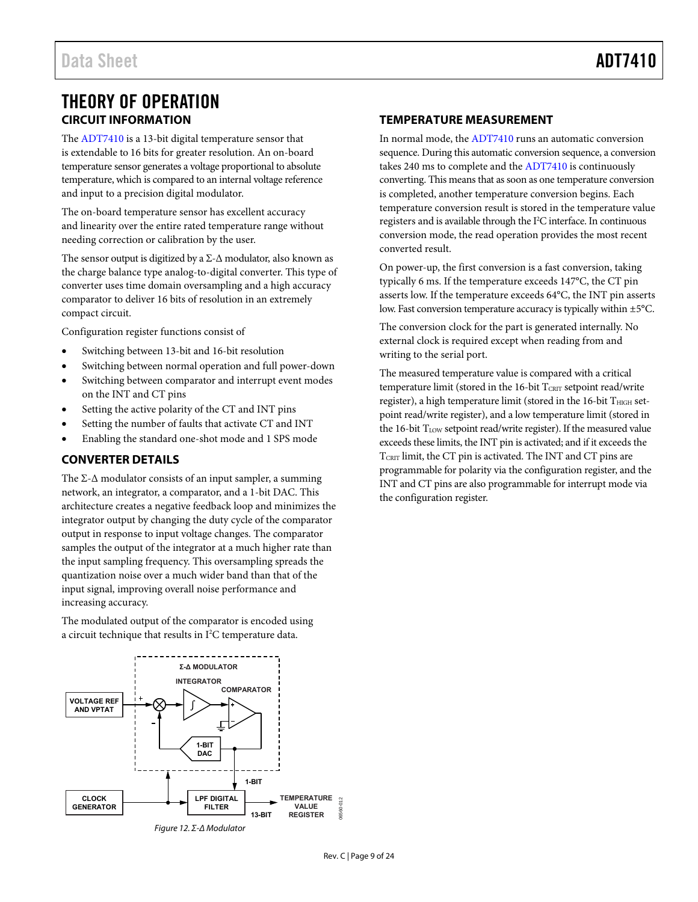# THEORY OF OPERATION

## CIRCUIT INFORMATION

The ADT7410 is a 13-bit digital temperature sensor that is extendable to 16 bits for greater resolution. An on-board temperature sensor generates a voltage proportional to absolute temperature, which is compared to an internal voltage reference and input to a precision digital modulator.

The on-board temperature sensor has excellent accuracy and linearity over the entire rated temperature range without needing correction or calibration by the user.

The sensor output is digitized by a Σ-Δ modulator, also known as the charge balance type analog-to-digital converter. This type of converter uses time domain oversampling and a high accuracy comparator to deliver 16 bits of resolution in an extremely compact circuit.

Configuration register functions consist of

- Switching between 13-bit and 16-bit resolution
- Switching between normal operation and full power-down
- Switching between comparator and interrupt event modes on the INT and CT pins
- Setting the active polarity of the CT and INT pins
- Setting the number of faults that activate CT and INT
- Enabling the standard one-shot mode and 1 SPS mode

## CONVERTER DETAILS

The Σ-Δ modulator consists of an input sampler, a summing network, an integrator, a comparator, and a 1-bit DAC. This architecture creates a negative feedback loop and minimizes the integrator output by changing the duty cycle of the comparator output in response to input voltage changes. The comparator samples the output of the integrator at a much higher rate than the input sampling frequency. This oversampling spreads the quantization noise over a much wider band than that of the input signal, improving overall noise performance and increasing accuracy.

The modulated output of the comparator is encoded using a circuit technique that results in I²C temperature data.

*Figure 12. Σ-Δ Modulator*

## TEMPERATURE MEASUREMENT

In normal mode, the ADT7410 runs an automatic conversion sequence. During this automatic conversion sequence, a conversion takes 240 ms to complete and the ADT7410 is continuously converting. This means that as soon as one temperature conversion is completed, another temperature conversion begins. Each temperature conversion result is stored in the temperature value registers and is available through the I²C interface. In continuous conversion mode, the read operation provides the most recent converted result.

On power-up, the first conversion is a fast conversion, taking typically 6 ms. If the temperature exceeds 147°C, the CT pin asserts low. If the temperature exceeds 64°C, the INT pin asserts low. Fast conversion temperature accuracy is typically within ±5°C.

The conversion clock for the part is generated internally. No external clock is required except when reading from and writing to the serial port.

The measured temperature value is compared with a critical temperature limit (stored in the 16-bit $T_{CRIT}$ setpoint read/write register), a high temperature limit (stored in the 16-bit $T_{HIGH}$ setpoint read/write register), and a low temperature limit (stored in the 16-bit $T_{LOW}$ setpoint read/write register). If the measured value exceeds these limits, the INT pin is activated; and if it exceeds the $T_{CRIT}$ limit, the CT pin is activated. The INT and CT pins are programmable for polarity via the configuration register, and the INT and CT pins are also programmable for interrupt mode via the configuration register.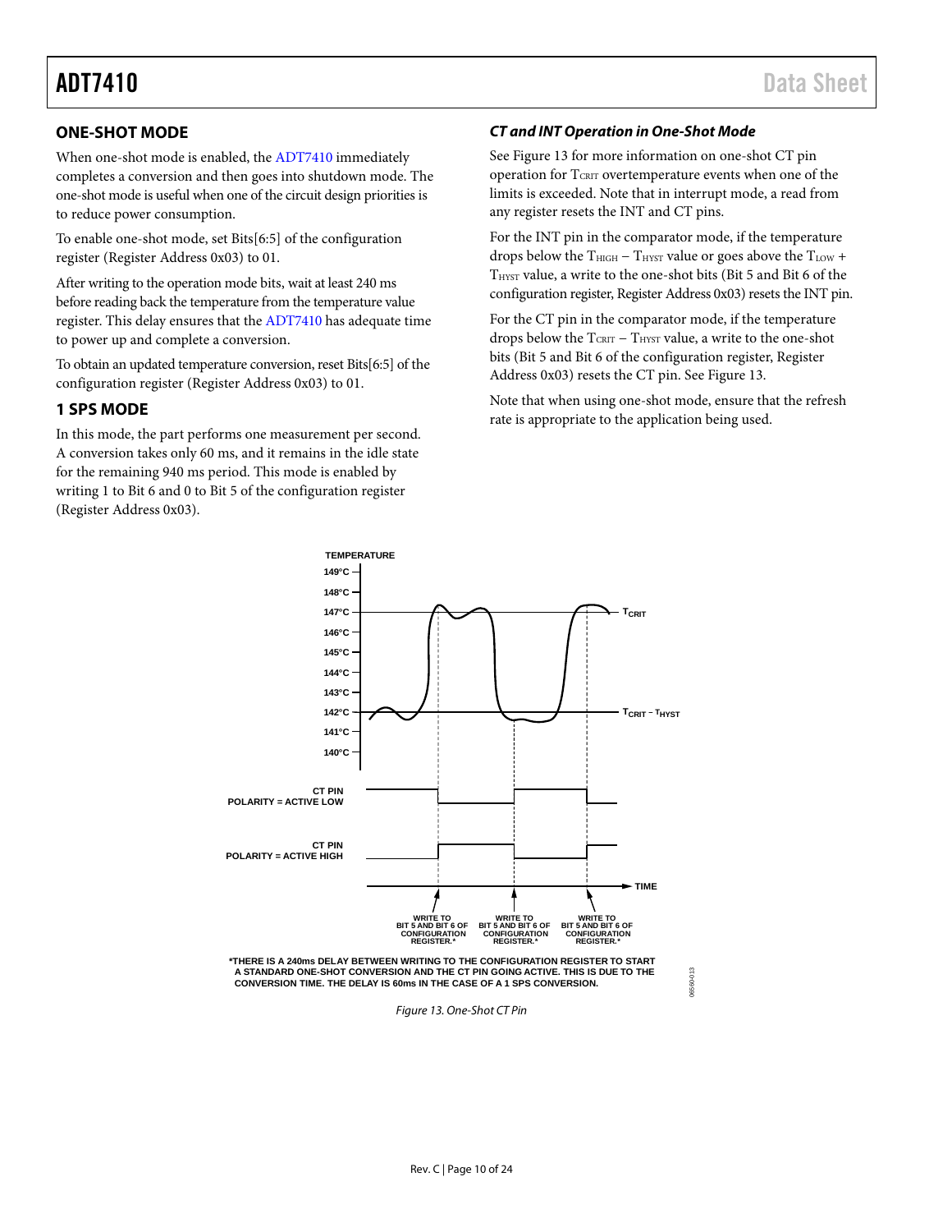## ONE-SHOT MODE

When one-shot mode is enabled, the ADT7410 immediately completes a conversion and then goes into shutdown mode. The one-shot mode is useful when one of the circuit design priorities is to reduce power consumption.

To enable one-shot mode, set Bits[6:5] of the configuration register (Register Address 0x03) to 01.

After writing to the operation mode bits, wait at least 240 ms before reading back the temperature from the temperature value register. This delay ensures that the ADT7410 has adequate time to power up and complete a conversion.

To obtain an updated temperature conversion, reset Bits[6:5] of the configuration register (Register Address 0x03) to 01.

## 1 SPS MODE

In this mode, the part performs one measurement per second. A conversion takes only 60 ms, and it remains in the idle state for the remaining 940 ms period. This mode is enabled by writing 1 to Bit 6 and 0 to Bit 5 of the configuration register (Register Address 0x03).

### *CT and INT Operation in One-Shot Mode*

See Figure 13 for more information on one-shot CT pin operation for $T_{CRIT}$ overtemperature events when one of the limits is exceeded. Note that in interrupt mode, a read from any register resets the INT and CT pins.

For the INT pin in the comparator mode, if the temperature drops below the $T_{HIGH} - T_{HYST}$ value or goes above the $T_{LOW} + T_{HYST}$ value, a write to the one-shot bits (Bit 5 and Bit 6 of the configuration register, Register Address 0x03) resets the INT pin.

For the CT pin in the comparator mode, if the temperature drops below the $T_{CRIT} - T_{HYST}$ value, a write to the one-shot bits (Bit 5 and Bit 6 of the configuration register, Register Address 0x03) resets the CT pin. See Figure 13.

Note that when using one-shot mode, ensure that the refresh rate is appropriate to the application being used.

*THERE IS A 240ms DELAY BETWEEN WRITING TO THE CONFIGURATION REGISTER TO START A STANDARD ONE-SHOT CONVERSION AND THE CT PIN GOING ACTIVE. THIS IS DUE TO THE CONVERSION TIME. THE DELAY IS 60ms IN THE CASE OF A 1 SPS CONVERSION.

*Figure 13. One-Shot CT Pin*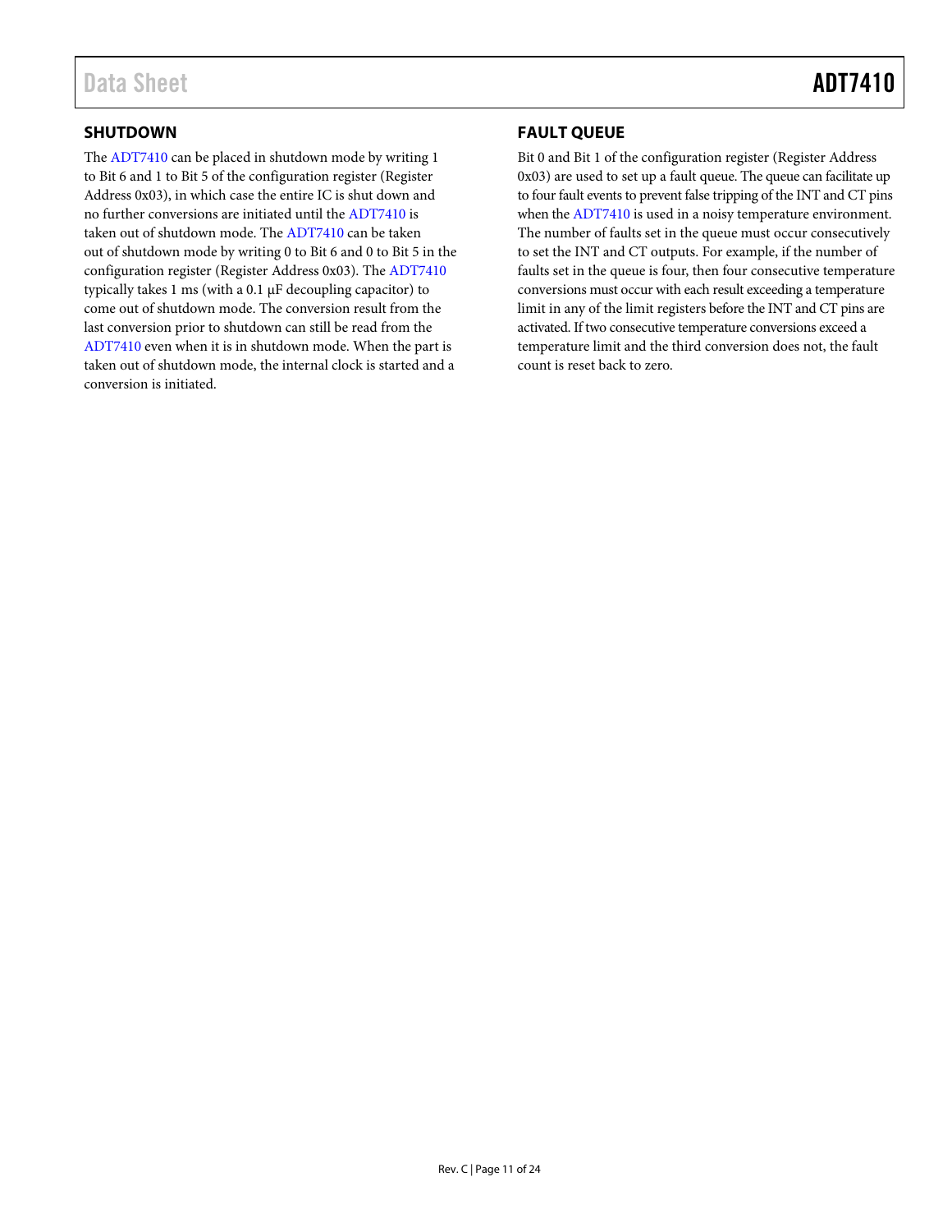## SHUTDOWN

The ADT7410 can be placed in shutdown mode by writing 1 to Bit 6 and 1 to Bit 5 of the configuration register (Register Address 0x03), in which case the entire IC is shut down and no further conversions are initiated until the ADT7410 is taken out of shutdown mode. The ADT7410 can be taken out of shutdown mode by writing 0 to Bit 6 and 0 to Bit 5 in the configuration register (Register Address 0x03). The ADT7410 typically takes 1 ms (with a 0.1 µF decoupling capacitor) to come out of shutdown mode. The conversion result from the last conversion prior to shutdown can still be read from the ADT7410 even when it is in shutdown mode. When the part is taken out of shutdown mode, the internal clock is started and a conversion is initiated.

## FAULT QUEUE

Bit 0 and Bit 1 of the configuration register (Register Address 0x03) are used to set up a fault queue. The queue can facilitate up to four fault events to prevent false tripping of the INT and CT pins when the ADT7410 is used in a noisy temperature environment. The number of faults set in the queue must occur consecutively to set the INT and CT outputs. For example, if the number of faults set in the queue is four, then four consecutive temperature conversions must occur with each result exceeding a temperature limit in any of the limit registers before the INT and CT pins are activated. If two consecutive temperature conversions exceed a temperature limit and the third conversion does not, the fault count is reset back to zero.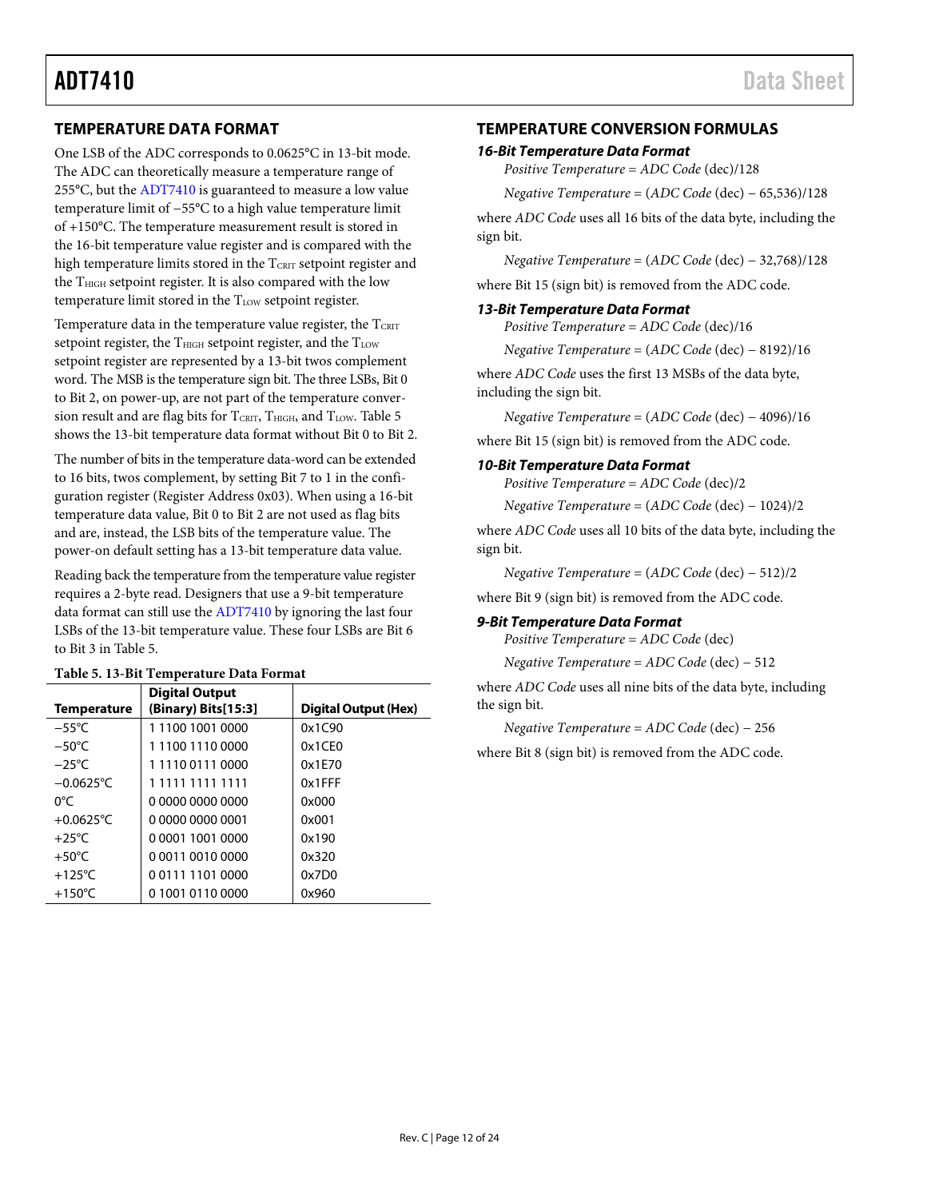## TEMPERATURE DATA FORMAT

One LSB of the ADC corresponds to 0.0625°C in 13-bit mode. The ADC can theoretically measure a temperature range of 255°C, but the ADT7410 is guaranteed to measure a low value temperature limit of −55°C to a high value temperature limit of +150°C. The temperature measurement result is stored in the 16-bit temperature value register and is compared with the high temperature limits stored in the $T_{CRIT}$ setpoint register and the $T_{HIGH}$ setpoint register. It is also compared with the low temperature limit stored in the $T_{LOW}$ setpoint register.

Temperature data in the temperature value register, the $T_{CRIT}$ setpoint register, the $T_{HIGH}$ setpoint register, and the $T_{LOW}$ setpoint register are represented by a 13-bit twos complement word. The MSB is the temperature sign bit. The three LSBs, Bit 0 to Bit 2, on power-up, are not part of the temperature conversion result and are flag bits for $T_{CRIT}$, $T_{HIGH}$, and $T_{LOW}$. Table 5 shows the 13-bit temperature data format without Bit 0 to Bit 2.

The number of bits in the temperature data-word can be extended to 16 bits, twos complement, by setting Bit 7 to 1 in the configuration register (Register Address 0x03). When using a 16-bit temperature data value, Bit 0 to Bit 2 are not used as flag bits and are, instead, the LSB bits of the temperature value. The power-on default setting has a 13-bit temperature data value.

Reading back the temperature from the temperature value register requires a 2-byte read. Designers that use a 9-bit temperature data format can still use the ADT7410 by ignoring the last four LSBs of the 13-bit temperature value. These four LSBs are Bit 6 to Bit 3 in Table 5.

**Table 5. 13-Bit Temperature Data Format**

| Temperature | Digital Output (Binary) Bits[15:3] | Digital Output (Hex) |
|---|---|---|
| −55°C | 1 1100 1001 0000 | 0x1C90 |
| −50°C | 1 1100 1110 0000 | 0x1CE0 |
| −25°C | 1 1110 0111 0000 | 0x1E70 |
| −0.0625°C | 1 1111 1111 1111 | 0x1FFF |
| 0°C | 0 0000 0000 0000 | 0x000 |
| +0.0625°C | 0 0000 0000 0001 | 0x001 |
| +25°C | 0 0001 1001 0000 | 0x190 |
| +50°C | 0 0011 0010 0000 | 0x320 |
| +125°C | 0 0111 1101 0000 | 0x7D0 |
| +150°C | 0 1001 0110 0000 | 0x960 |

## TEMPERATURE CONVERSION FORMULAS

### 16-Bit Temperature Data Format

$$\text{Positive Temperature} = \text{ADC Code (dec)}/128$$

$$\text{Negative Temperature} = (\text{ADC Code (dec)} - 65{,}536)/128$$

where *ADC Code* uses all 16 bits of the data byte, including the sign bit.

$$\text{Negative Temperature} = (\text{ADC Code (dec)} - 32{,}768)/128$$

where Bit 15 (sign bit) is removed from the ADC code.

### 13-Bit Temperature Data Format

$$\text{Positive Temperature} = \text{ADC Code (dec)}/16$$

$$\text{Negative Temperature} = (\text{ADC Code (dec)} - 8192)/16$$

where *ADC Code* uses the first 13 MSBs of the data byte, including the sign bit.

$$\text{Negative Temperature} = (\text{ADC Code (dec)} - 4096)/16$$

where Bit 15 (sign bit) is removed from the ADC code.

### 10-Bit Temperature Data Format

$$\text{Positive Temperature} = \text{ADC Code (dec)}/2$$

$$\text{Negative Temperature} = (\text{ADC Code (dec)} - 1024)/2$$

where *ADC Code* uses all 10 bits of the data byte, including the sign bit.

$$\text{Negative Temperature} = (\text{ADC Code (dec)} - 512)/2$$

where Bit 9 (sign bit) is removed from the ADC code.

### 9-Bit Temperature Data Format

$$\text{Positive Temperature} = \text{ADC Code (dec)}$$

$$\text{Negative Temperature} = \text{ADC Code (dec)} - 512$$

where *ADC Code* uses all nine bits of the data byte, including the sign bit.

$$\text{Negative Temperature} = \text{ADC Code (dec)} - 256$$

where Bit 8 (sign bit) is removed from the ADC code.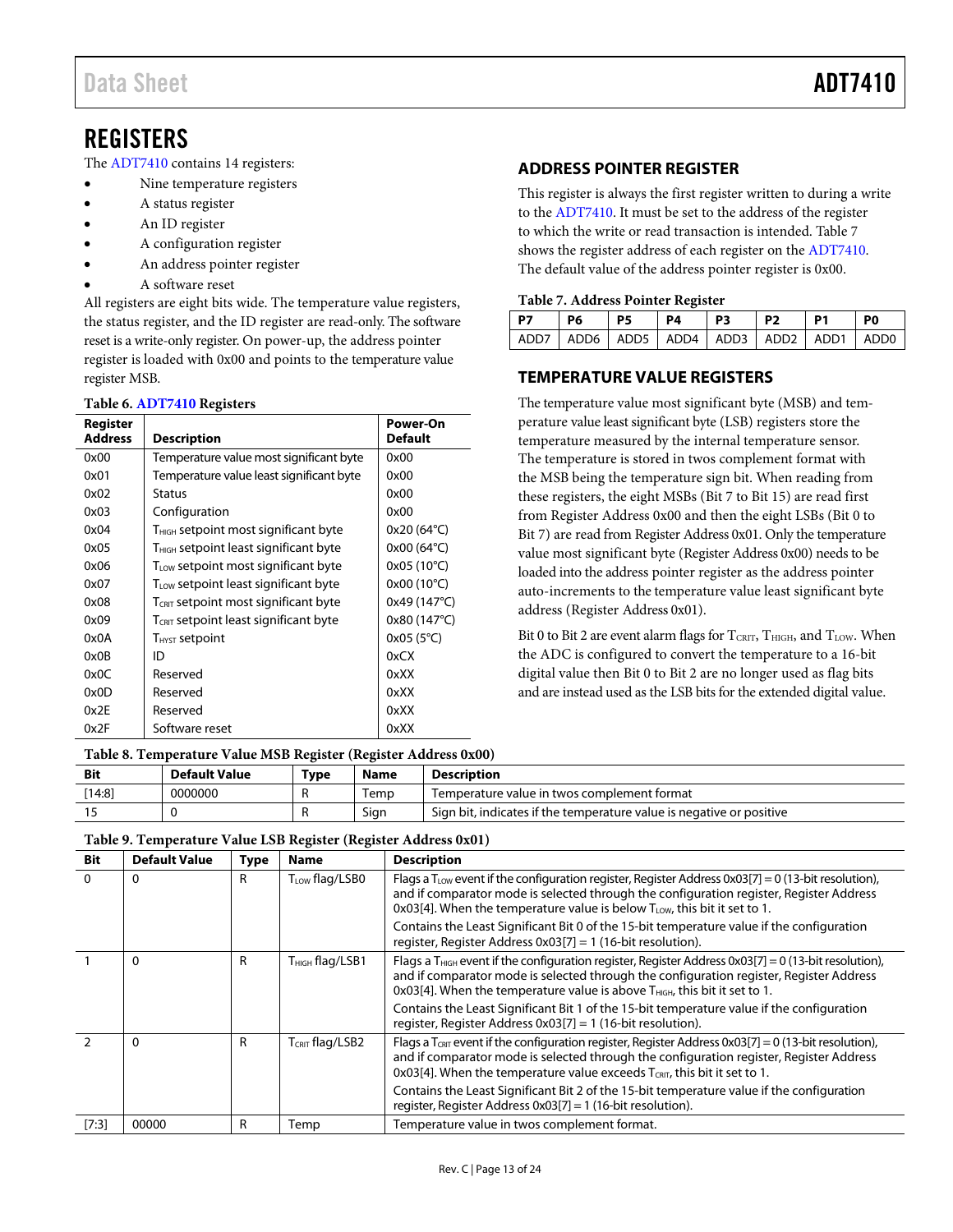## REGISTERS

The ADT7410 contains 14 registers:

- Nine temperature registers
- A status register
- An ID register
- A configuration register
- An address pointer register
- A software reset

All registers are eight bits wide. The temperature value registers, the status register, and the ID register are read-only. The software reset is a write-only register. On power-up, the address pointer register is loaded with 0x00 and points to the temperature value register MSB.

**Table 6. ADT7410 Registers**

| Register Address | Description | Power-On Default |
|---|---|---|
| 0x00 | Temperature value most significant byte | 0x00 |
| 0x01 | Temperature value least significant byte | 0x00 |
| 0x02 | Status | 0x00 |
| 0x03 | Configuration | 0x00 |
| 0x04 | $T_{HIGH}$ setpoint most significant byte | 0x20 (64°C) |
| 0x05 | $T_{HIGH}$ setpoint least significant byte | 0x00 (64°C) |
| 0x06 | $T_{LOW}$ setpoint most significant byte | 0x05 (10°C) |
| 0x07 | $T_{LOW}$ setpoint least significant byte | 0x00 (10°C) |
| 0x08 | $T_{CRIT}$ setpoint most significant byte | 0x49 (147°C) |
| 0x09 | $T_{CRIT}$ setpoint least significant byte | 0x80 (147°C) |
| 0x0A | $T_{HYST}$ setpoint | 0x05 (5°C) |
| 0x0B | ID | 0xCX |
| 0x0C | Reserved | 0xXX |
| 0x0D | Reserved | 0xXX |
| 0x2E | Reserved | 0xXX |
| 0x2F | Software reset | 0xXX |

### ADDRESS POINTER REGISTER

This register is always the first register written to during a write to the ADT7410. It must be set to the address of the register to which the write or read transaction is intended. Table 7 shows the register address of each register on the ADT7410. The default value of the address pointer register is 0x00.

**Table 7. Address Pointer Register**

| P7 | P6 | P5 | P4 | P3 | P2 | P1 | P0 |
|---|---|---|---|---|---|---|---|
| ADD7 | ADD6 | ADD5 | ADD4 | ADD3 | ADD2 | ADD1 | ADD0 |

### TEMPERATURE VALUE REGISTERS

The temperature value most significant byte (MSB) and temperature value least significant byte (LSB) registers store the temperature measured by the internal temperature sensor. The temperature is stored in twos complement format with the MSB being the temperature sign bit. When reading from these registers, the eight MSBs (Bit 7 to Bit 15) are read first from Register Address 0x00 and then the eight LSBs (Bit 0 to Bit 7) are read from Register Address 0x01. Only the temperature value most significant byte (Register Address 0x00) needs to be loaded into the address pointer register as the address pointer auto-increments to the temperature value least significant byte address (Register Address 0x01).

Bit 0 to Bit 2 are event alarm flags for $T_{CRIT}$, $T_{HIGH}$, and $T_{LOW}$. When the ADC is configured to convert the temperature to a 16-bit digital value then Bit 0 to Bit 2 are no longer used as flag bits and are instead used as the LSB bits for the extended digital value.

**Table 8. Temperature Value MSB Register (Register Address 0x00)**

| Bit | Default Value | Type | Name | Description |
|---|---|---|---|---|
| [14:8] | 0000000 | R | Temp | Temperature value in twos complement format |
| 15 | 0 | R | Sign | Sign bit, indicates if the temperature value is negative or positive |

**Table 9. Temperature Value LSB Register (Register Address 0x01)**

| Bit | Default Value | Type | Name | Description |
|---|---|---|---|---|
| 0 | 0 | R | $T_{LOW}$ flag/LSB0 | Flags a $T_{LOW}$ event if the configuration register, Register Address 0x03[7] = 0 (13-bit resolution), and if comparator mode is selected through the configuration register, Register Address 0x03[4]. When the temperature value is below $T_{LOW}$, this bit it set to 1. Contains the Least Significant Bit 0 of the 15-bit temperature value if the configuration register, Register Address 0x03[7] = 1 (16-bit resolution). |
| 1 | 0 | R | $T_{HIGH}$ flag/LSB1 | Flags a $T_{HIGH}$ event if the configuration register, Register Address 0x03[7] = 0 (13-bit resolution), and if comparator mode is selected through the configuration register, Register Address 0x03[4]. When the temperature value is above $T_{HIGH}$, this bit it set to 1. Contains the Least Significant Bit 1 of the 15-bit temperature value if the configuration register, Register Address 0x03[7] = 1 (16-bit resolution). |
| 2 | 0 | R | $T_{CRIT}$ flag/LSB2 | Flags a $T_{CRIT}$ event if the configuration register, Register Address 0x03[7] = 0 (13-bit resolution), and if comparator mode is selected through the configuration register, Register Address 0x03[4]. When the temperature value exceeds $T_{CRIT}$, this bit it set to 1. Contains the Least Significant Bit 2 of the 15-bit temperature value if the configuration register, Register Address 0x03[7] = 1 (16-bit resolution). |
| [7:3] | 00000 | R | Temp | Temperature value in twos complement format. |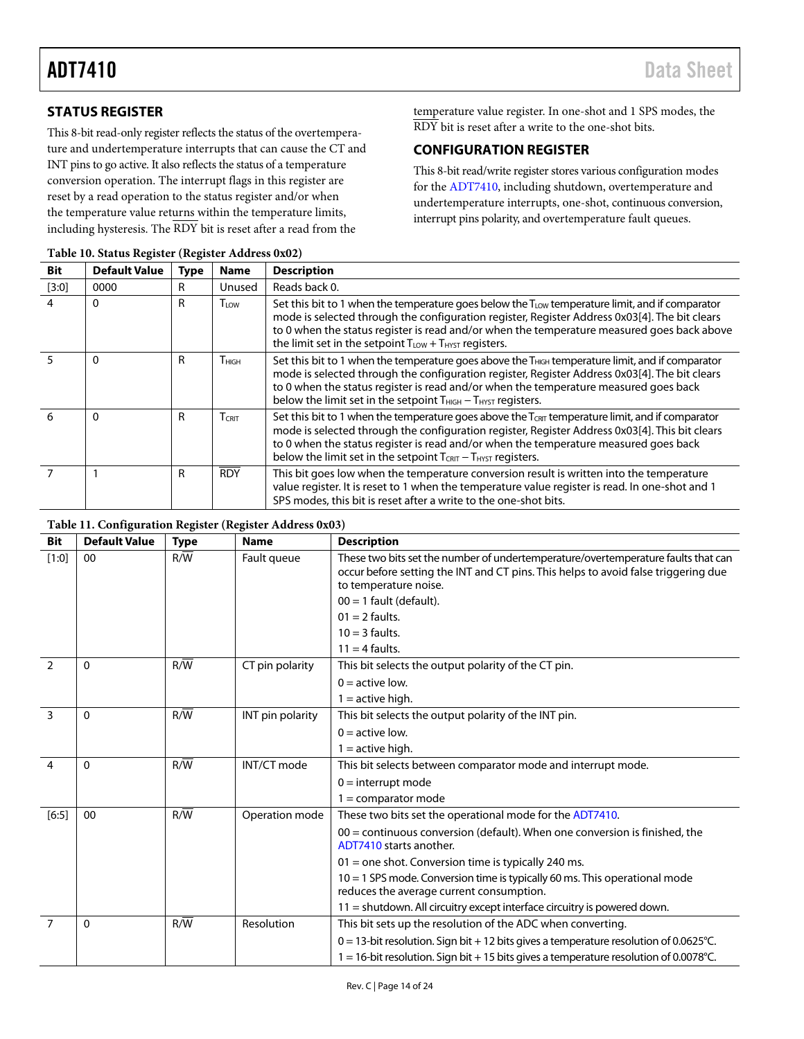## STATUS REGISTER

This 8-bit read-only register reflects the status of the overtemperature and undertemperature interrupts that can cause the CT and INT pins to go active. It also reflects the status of a temperature conversion operation. The interrupt flags in this register are reset by a read operation to the status register and/or when the temperature value returns within the temperature limits, including hysteresis. The $\overline{\text{RDY}}$ bit is reset after a read from the temperature value register. In one-shot and 1 SPS modes, the $\overline{\text{RDY}}$ bit is reset after a write to the one-shot bits.

## CONFIGURATION REGISTER

This 8-bit read/write register stores various configuration modes for the ADT7410, including shutdown, overtemperature and undertemperature interrupts, one-shot, continuous conversion, interrupt pins polarity, and overtemperature fault queues.

**Table 10. Status Register (Register Address 0x02)**

| Bit | Default Value | Type | Name | Description |
|---|---|---|---|---|
| [3:0] | 0000 | R | Unused | Reads back 0. |
| 4 | 0 | R | $T_{LOW}$ | Set this bit to 1 when the temperature goes below the $T_{LOW}$ temperature limit, and if comparator mode is selected through the configuration register, Register Address 0x03[4]. The bit clears to 0 when the status register is read and/or when the temperature measured goes back above the limit set in the setpoint $T_{LOW} + T_{HYST}$ registers. |
| 5 | 0 | R | $T_{HIGH}$ | Set this bit to 1 when the temperature goes above the $T_{HIGH}$ temperature limit, and if comparator mode is selected through the configuration register, Register Address 0x03[4]. The bit clears to 0 when the status register is read and/or when the temperature measured goes back below the limit set in the setpoint $T_{HIGH} - T_{HYST}$ registers. |
| 6 | 0 | R | $T_{CRIT}$ | Set this bit to 1 when the temperature goes above the $T_{CRIT}$ temperature limit, and if comparator mode is selected through the configuration register, Register Address 0x03[4]. This bit clears to 0 when the status register is read and/or when the temperature measured goes back below the limit set in the setpoint $T_{CRIT} - T_{HYST}$ registers. |
| 7 | 1 | R | $\overline{\text{RDY}}$ | This bit goes low when the temperature conversion result is written into the temperature value register. It is reset to 1 when the temperature value register is read. In one-shot and 1 SPS modes, this bit is reset after a write to the one-shot bits. |

**Table 11. Configuration Register (Register Address 0x03)**

| Bit | Default Value | Type | Name | Description |
|---|---|---|---|---|
| [1:0] | 00 | R/$\overline{\text{W}}$ | Fault queue | These two bits set the number of undertemperature/overtemperature faults that can occur before setting the INT and CT pins. This helps to avoid false triggering due to temperature noise.<br>00 = 1 fault (default).<br>01 = 2 faults.<br>10 = 3 faults.<br>11 = 4 faults. |
| 2 | 0 | R/$\overline{\text{W}}$ | CT pin polarity | This bit selects the output polarity of the CT pin.<br>0 = active low.<br>1 = active high. |
| 3 | 0 | R/$\overline{\text{W}}$ | INT pin polarity | This bit selects the output polarity of the INT pin.<br>0 = active low.<br>1 = active high. |
| 4 | 0 | R/$\overline{\text{W}}$ | INT/CT mode | This bit selects between comparator mode and interrupt mode.<br>0 = interrupt mode<br>1 = comparator mode |
| [6:5] | 00 | R/$\overline{\text{W}}$ | Operation mode | These two bits set the operational mode for the ADT7410.<br>00 = continuous conversion (default). When one conversion is finished, the ADT7410 starts another.<br>01 = one shot. Conversion time is typically 240 ms.<br>10 = 1 SPS mode. Conversion time is typically 60 ms. This operational mode reduces the average current consumption.<br>11 = shutdown. All circuitry except interface circuitry is powered down. |
| 7 | 0 | R/$\overline{\text{W}}$ | Resolution | This bit sets up the resolution of the ADC when converting.<br>0 = 13-bit resolution. Sign bit + 12 bits gives a temperature resolution of 0.0625°C.<br>1 = 16-bit resolution. Sign bit + 15 bits gives a temperature resolution of 0.0078°C. |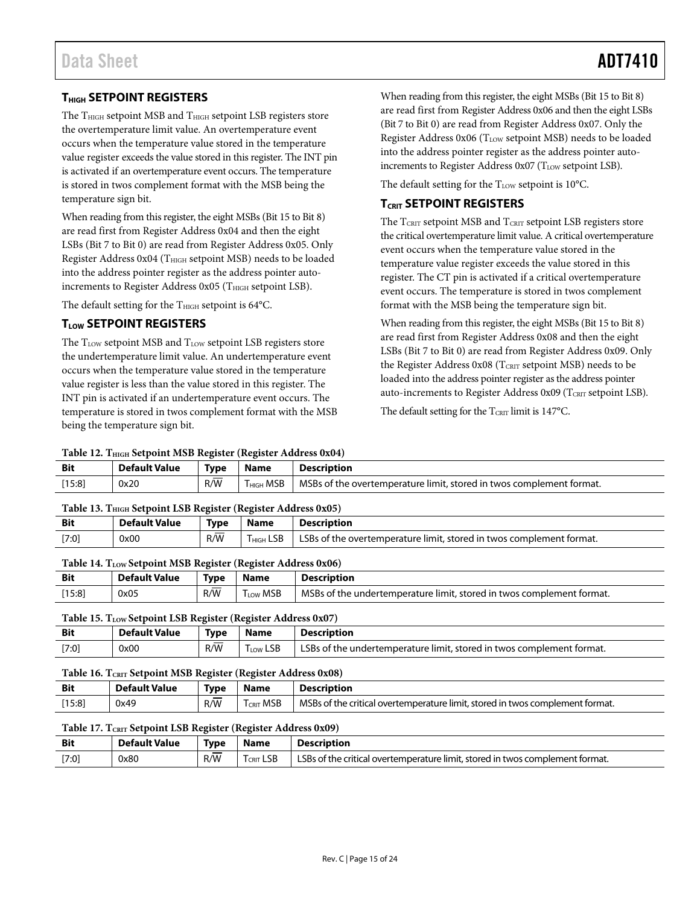## $T_{HIGH}$ SETPOINT REGISTERS

The $T_{HIGH}$ setpoint MSB and $T_{HIGH}$ setpoint LSB registers store the overtemperature limit value. An overtemperature event occurs when the temperature value stored in the temperature value register exceeds the value stored in this register. The INT pin is activated if an overtemperature event occurs. The temperature is stored in twos complement format with the MSB being the temperature sign bit.

When reading from this register, the eight MSBs (Bit 15 to Bit 8) are read first from Register Address 0x04 and then the eight LSBs (Bit 7 to Bit 0) are read from Register Address 0x05. Only Register Address 0x04 ($T_{HIGH}$ setpoint MSB) needs to be loaded into the address pointer register as the address pointer auto-increments to Register Address 0x05 ($T_{HIGH}$ setpoint LSB).

The default setting for the $T_{HIGH}$ setpoint is 64°C.

## $T_{LOW}$ SETPOINT REGISTERS

The $T_{LOW}$ setpoint MSB and $T_{LOW}$ setpoint LSB registers store the undertemperature limit value. An undertemperature event occurs when the temperature value stored in the temperature value register is less than the value stored in this register. The INT pin is activated if an undertemperature event occurs. The temperature is stored in twos complement format with the MSB being the temperature sign bit.

When reading from this register, the eight MSBs (Bit 15 to Bit 8) are read first from Register Address 0x06 and then the eight LSBs (Bit 7 to Bit 0) are read from Register Address 0x07. Only the Register Address 0x06 ($T_{LOW}$ setpoint MSB) needs to be loaded into the address pointer register as the address pointer auto-increments to Register Address 0x07 ($T_{LOW}$ setpoint LSB).

The default setting for the $T_{LOW}$ setpoint is 10°C.

## $T_{CRIT}$ SETPOINT REGISTERS

The $T_{CRIT}$ setpoint MSB and $T_{CRIT}$ setpoint LSB registers store the critical overtemperature limit value. A critical overtemperature event occurs when the temperature value stored in the temperature value register exceeds the value stored in this register. The CT pin is activated if a critical overtemperature event occurs. The temperature is stored in twos complement format with the MSB being the temperature sign bit.

When reading from this register, the eight MSBs (Bit 15 to Bit 8) are read first from Register Address 0x08 and then the eight LSBs (Bit 7 to Bit 0) are read from Register Address 0x09. Only the Register Address 0x08 ($T_{CRIT}$ setpoint MSB) needs to be loaded into the address pointer register as the address pointer auto-increments to Register Address 0x09 ($T_{CRIT}$ setpoint LSB).

The default setting for the $T_{CRIT}$ limit is 147°C.

**Table 12. $T_{HIGH}$ Setpoint MSB Register (Register Address 0x04)**

| Bit | Default Value | Type | Name | Description |
|---|---|---|---|---|
| [15:8] | 0x20 | R/$\overline{W}$ | $T_{HIGH}$ MSB | MSBs of the overtemperature limit, stored in twos complement format. |

**Table 13. $T_{HIGH}$ Setpoint LSB Register (Register Address 0x05)**

| Bit | Default Value | Type | Name | Description |
|---|---|---|---|---|
| [7:0] | 0x00 | R/$\overline{W}$ | $T_{HIGH}$ LSB | LSBs of the overtemperature limit, stored in twos complement format. |

**Table 14. $T_{LOW}$ Setpoint MSB Register (Register Address 0x06)**

| Bit | Default Value | Type | Name | Description |
|---|---|---|---|---|
| [15:8] | 0x05 | R/$\overline{W}$ | $T_{LOW}$ MSB | MSBs of the undertemperature limit, stored in twos complement format. |

**Table 15. $T_{LOW}$ Setpoint LSB Register (Register Address 0x07)**

| Bit | Default Value | Type | Name | Description |
|---|---|---|---|---|
| [7:0] | 0x00 | R/$\overline{W}$ | $T_{LOW}$ LSB | LSBs of the undertemperature limit, stored in twos complement format. |

**Table 16. $T_{CRIT}$ Setpoint MSB Register (Register Address 0x08)**

| Bit | Default Value | Type | Name | Description |
|---|---|---|---|---|
| [15:8] | 0x49 | R/$\overline{W}$ | $T_{CRIT}$ MSB | MSBs of the critical overtemperature limit, stored in twos complement format. |

**Table 17. $T_{CRIT}$ Setpoint LSB Register (Register Address 0x09)**

| Bit | Default Value | Type | Name | Description |
|---|---|---|---|---|
| [7:0] | 0x80 | R/$\overline{W}$ | $T_{CRIT}$ LSB | LSBs of the critical overtemperature limit, stored in twos complement format. |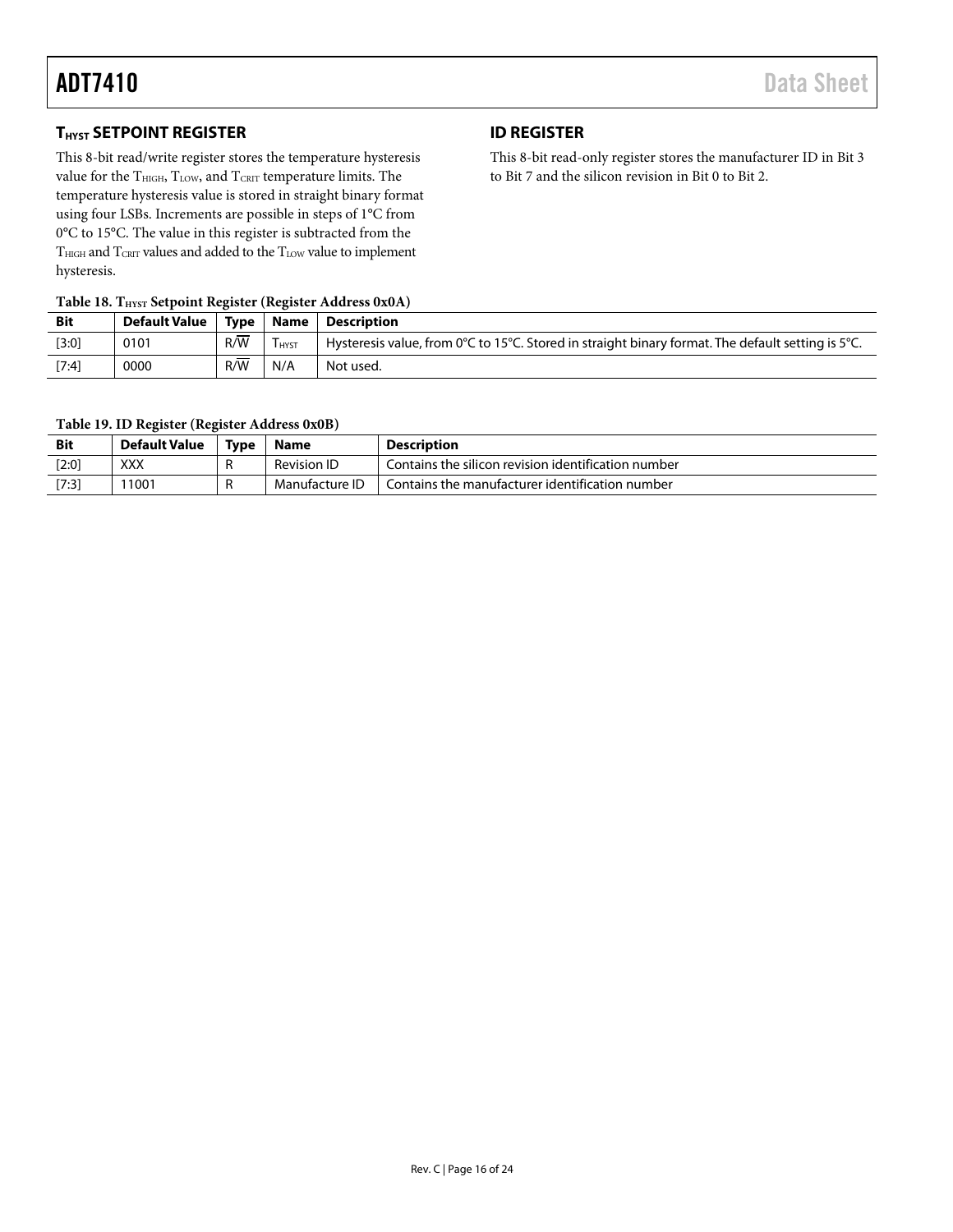## $T_{HYST}$ SETPOINT REGISTER

This 8-bit read/write register stores the temperature hysteresis value for the $T_{HIGH}$, $T_{LOW}$, and $T_{CRIT}$ temperature limits. The temperature hysteresis value is stored in straight binary format using four LSBs. Increments are possible in steps of 1°C from 0°C to 15°C. The value in this register is subtracted from the $T_{HIGH}$ and $T_{CRIT}$ values and added to the $T_{LOW}$ value to implement hysteresis.

## ID REGISTER

This 8-bit read-only register stores the manufacturer ID in Bit 3 to Bit 7 and the silicon revision in Bit 0 to Bit 2.

**Table 18. $T_{HYST}$ Setpoint Register (Register Address 0x0A)**

| Bit | Default Value | Type | Name | Description |
|---|---|---|---|---|
| [3:0] | 0101 | $R/\overline{W}$ | $T_{HYST}$ | Hysteresis value, from 0°C to 15°C. Stored in straight binary format. The default setting is 5°C. |
| [7:4] | 0000 | $R/\overline{W}$ | N/A | Not used. |

**Table 19. ID Register (Register Address 0x0B)**

| Bit | Default Value | Type | Name | Description |
|---|---|---|---|---|
| [2:0] | XXX | R | Revision ID | Contains the silicon revision identification number |
| [7:3] | 11001 | R | Manufacture ID | Contains the manufacturer identification number |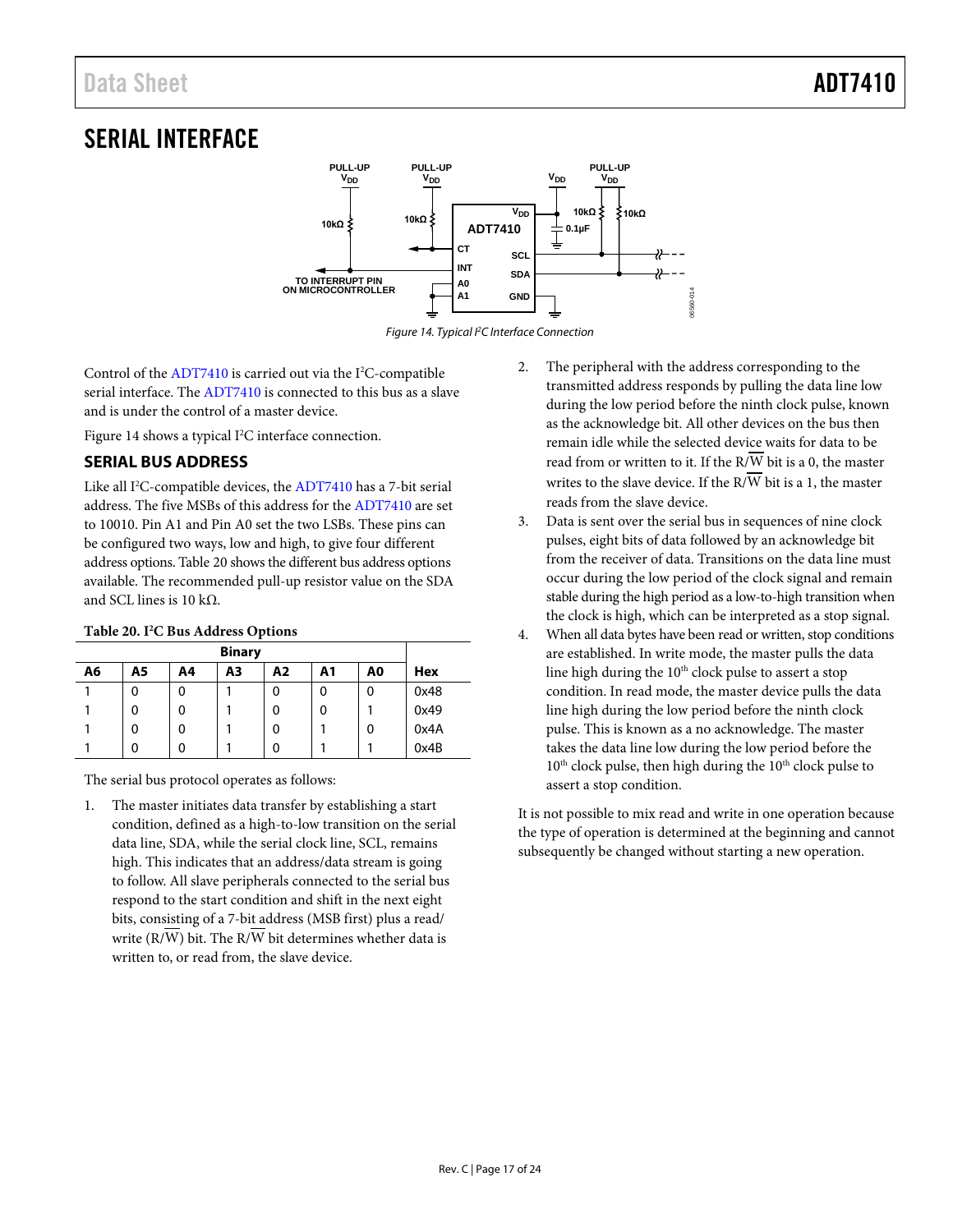# SERIAL INTERFACE

Figure 14. Typical I²C Interface Connection

Control of the ADT7410 is carried out via the I²C-compatible serial interface. The ADT7410 is connected to this bus as a slave and is under the control of a master device.

Figure 14 shows a typical I²C interface connection.

## SERIAL BUS ADDRESS

Like all I²C-compatible devices, the ADT7410 has a 7-bit serial address. The five MSBs of this address for the ADT7410 are set to 10010. Pin A1 and Pin A0 set the two LSBs. These pins can be configured two ways, low and high, to give four different address options. Table 20 shows the different bus address options available. The recommended pull-up resistor value on the SDA and SCL lines is 10 kΩ.

**Table 20. I²C Bus Address Options**

| Binary | | | | | | | |
|---|---|---|---|---|---|---|---|
| A6 | A5 | A4 | A3 | A2 | A1 | A0 | Hex |
| 1 | 0 | 0 | 1 | 0 | 0 | 0 | 0x48 |
| 1 | 0 | 0 | 1 | 0 | 0 | 1 | 0x49 |
| 1 | 0 | 0 | 1 | 0 | 1 | 0 | 0x4A |
| 1 | 0 | 0 | 1 | 0 | 1 | 1 | 0x4B |

The serial bus protocol operates as follows:

1. The master initiates data transfer by establishing a start condition, defined as a high-to-low transition on the serial data line, SDA, while the serial clock line, SCL, remains high. This indicates that an address/data stream is going to follow. All slave peripherals connected to the serial bus respond to the start condition and shift in the next eight bits, consisting of a 7-bit address (MSB first) plus a read/write (R/$\overline{W}$) bit. The R/$\overline{W}$ bit determines whether data is written to, or read from, the slave device.
2. The peripheral with the address corresponding to the transmitted address responds by pulling the data line low during the low period before the ninth clock pulse, known as the acknowledge bit. All other devices on the bus then remain idle while the selected device waits for data to be read from or written to it. If the R/$\overline{W}$ bit is a 0, the master writes to the slave device. If the R/$\overline{W}$ bit is a 1, the master reads from the slave device.
3. Data is sent over the serial bus in sequences of nine clock pulses, eight bits of data followed by an acknowledge bit from the receiver of data. Transitions on the data line must occur during the low period of the clock signal and remain stable during the high period as a low-to-high transition when the clock is high, which can be interpreted as a stop signal.
4. When all data bytes have been read or written, stop conditions are established. In write mode, the master pulls the data line high during the 10th clock pulse to assert a stop condition. In read mode, the master device pulls the data line high during the low period before the ninth clock pulse. This is known as a no acknowledge. The master takes the data line low during the low period before the 10th clock pulse, then high during the 10th clock pulse to assert a stop condition.

It is not possible to mix read and write in one operation because the type of operation is determined at the beginning and cannot subsequently be changed without starting a new operation.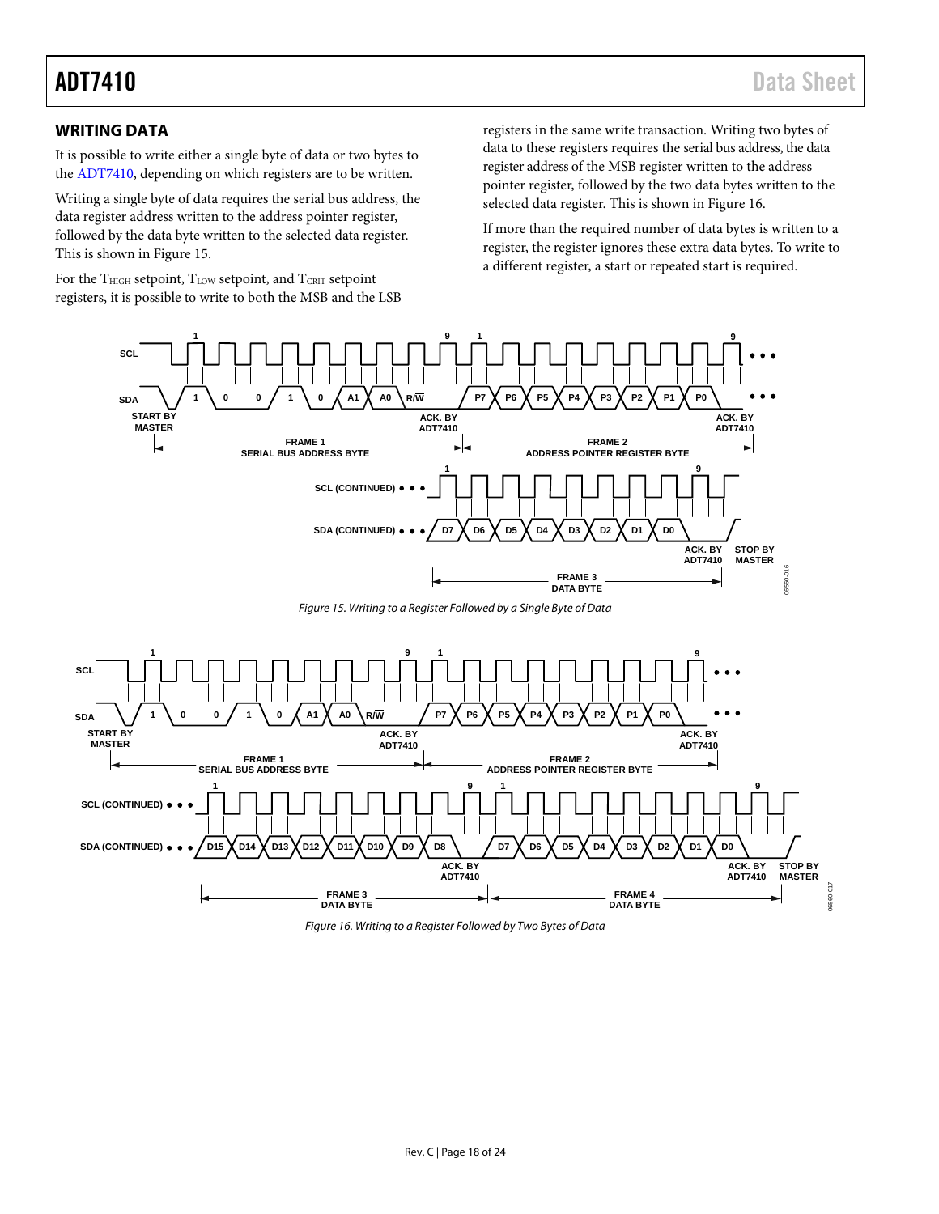## WRITING DATA

It is possible to write either a single byte of data or two bytes to the ADT7410, depending on which registers are to be written.

Writing a single byte of data requires the serial bus address, the data register address written to the address pointer register, followed by the data byte written to the selected data register. This is shown in Figure 15.

For the $T_{HIGH}$ setpoint, $T_{LOW}$ setpoint, and $T_{CRIT}$ setpoint registers, it is possible to write to both the MSB and the LSB registers in the same write transaction. Writing two bytes of data to these registers requires the serial bus address, the data register address of the MSB register written to the address pointer register, followed by the two data bytes written to the selected data register. This is shown in Figure 16.

If more than the required number of data bytes is written to a register, the register ignores these extra data bytes. To write to a different register, a start or repeated start is required.

Figure 15. Writing to a Register Followed by a Single Byte of Data

Figure 16. Writing to a Register Followed by Two Bytes of Data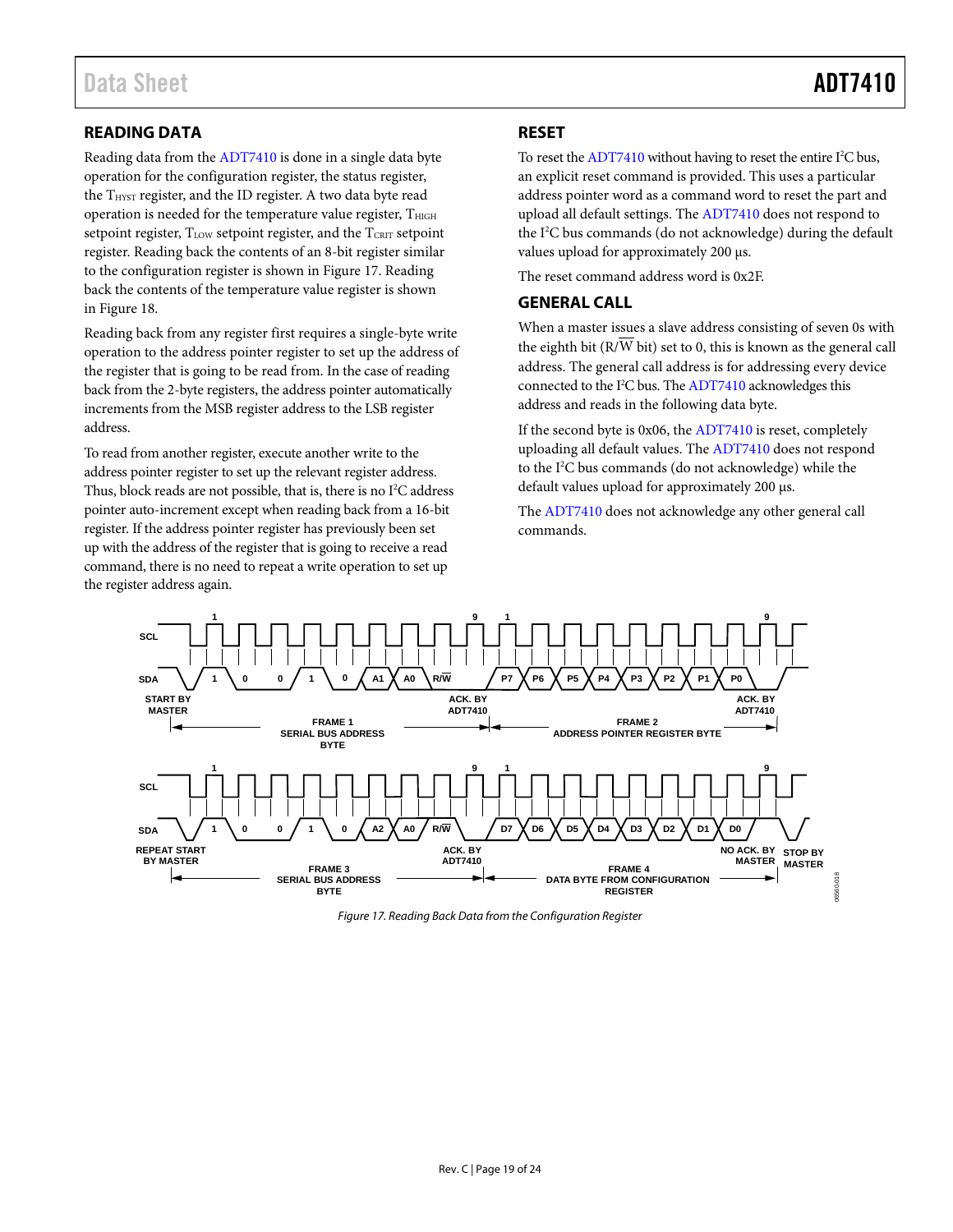## READING DATA

Reading data from the ADT7410 is done in a single data byte operation for the configuration register, the status register, the $T_{HYST}$ register, and the ID register. A two data byte read operation is needed for the temperature value register, $T_{HIGH}$ setpoint register, $T_{LOW}$ setpoint register, and the $T_{CRIT}$ setpoint register. Reading back the contents of an 8-bit register similar to the configuration register is shown in Figure 17. Reading back the contents of the temperature value register is shown in Figure 18.

Reading back from any register first requires a single-byte write operation to the address pointer register to set up the address of the register that is going to be read from. In the case of reading back from the 2-byte registers, the address pointer automatically increments from the MSB register address to the LSB register address.

To read from another register, execute another write to the address pointer register to set up the relevant register address. Thus, block reads are not possible, that is, there is no I²C address pointer auto-increment except when reading back from a 16-bit register. If the address pointer register has previously been set up with the address of the register that is going to receive a read command, there is no need to repeat a write operation to set up the register address again.

## RESET

To reset the ADT7410 without having to reset the entire I²C bus, an explicit reset command is provided. This uses a particular address pointer word as a command word to reset the part and upload all default settings. The ADT7410 does not respond to the I²C bus commands (do not acknowledge) during the default values upload for approximately 200 µs.

The reset command address word is 0x2F.

## GENERAL CALL

When a master issues a slave address consisting of seven 0s with the eighth bit (R/$\overline{W}$ bit) set to 0, this is known as the general call address. The general call address is for addressing every device connected to the I²C bus. The ADT7410 acknowledges this address and reads in the following data byte.

If the second byte is 0x06, the ADT7410 is reset, completely uploading all default values. The ADT7410 does not respond to the I²C bus commands (do not acknowledge) while the default values upload for approximately 200 µs.

The ADT7410 does not acknowledge any other general call commands.

*Figure 17. Reading Back Data from the Configuration Register*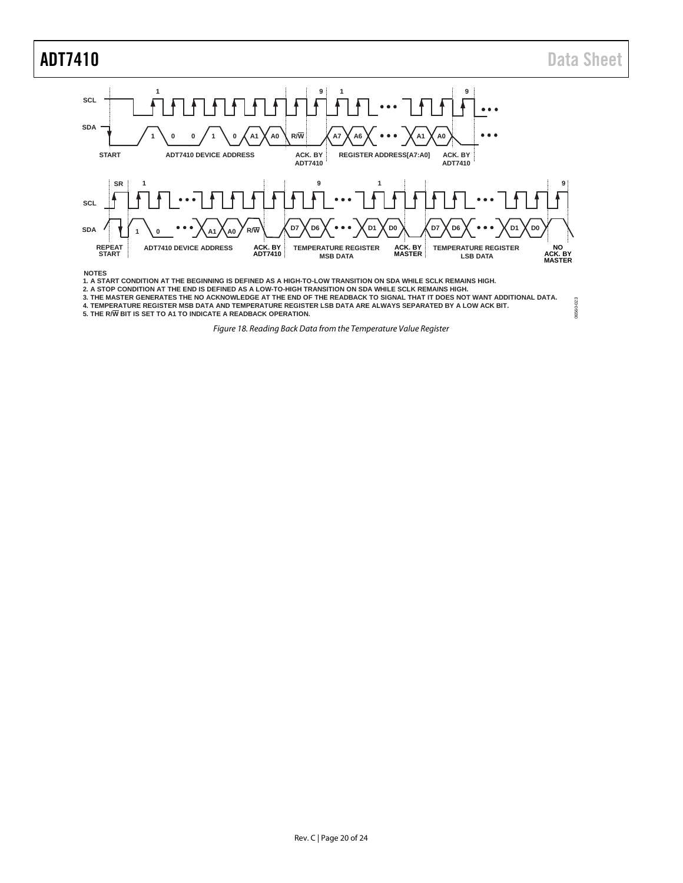NOTES
1. A START CONDITION AT THE BEGINNING IS DEFINED AS A HIGH-TO-LOW TRANSITION ON SDA WHILE SCLK REMAINS HIGH.
2. A STOP CONDITION AT THE END IS DEFINED AS A LOW-TO-HIGH TRANSITION ON SDA WHILE SCLK REMAINS HIGH.
3. THE MASTER GENERATES THE NO ACKNOWLEDGE AT THE END OF THE READBACK TO SIGNAL THAT IT DOES NOT WANT ADDITIONAL DATA.
4. TEMPERATURE REGISTER MSB DATA AND TEMPERATURE REGISTER LSB DATA ARE ALWAYS SEPARATED BY A LOW ACK BIT.
5. THE R/$\overline{W}$ BIT IS SET TO A1 TO INDICATE A READBACK OPERATION.

*Figure 18. Reading Back Data from the Temperature Value Register*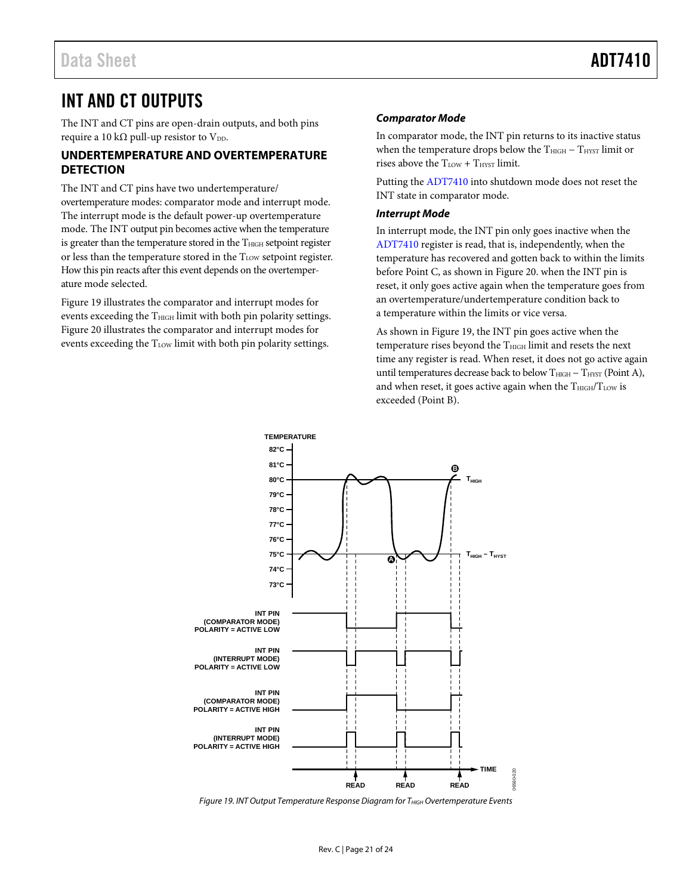# INT AND CT OUTPUTS

The INT and CT pins are open-drain outputs, and both pins require a 10 kΩ pull-up resistor to $V_{DD}$.

## UNDERTEMPERATURE AND OVERTEMPERATURE DETECTION

The INT and CT pins have two undertemperature/overtemperature modes: comparator mode and interrupt mode. The interrupt mode is the default power-up overtemperature mode. The INT output pin becomes active when the temperature is greater than the temperature stored in the $T_{HIGH}$ setpoint register or less than the temperature stored in the $T_{LOW}$ setpoint register. How this pin reacts after this event depends on the overtemperature mode selected.

Figure 19 illustrates the comparator and interrupt modes for events exceeding the $T_{HIGH}$ limit with both pin polarity settings. Figure 20 illustrates the comparator and interrupt modes for events exceeding the $T_{LOW}$ limit with both pin polarity settings.

### *Comparator Mode*

In comparator mode, the INT pin returns to its inactive status when the temperature drops below the $T_{HIGH} - T_{HYST}$ limit or rises above the $T_{LOW} + T_{HYST}$ limit.

Putting the ADT7410 into shutdown mode does not reset the INT state in comparator mode.

### *Interrupt Mode*

In interrupt mode, the INT pin only goes inactive when the ADT7410 register is read, that is, independently, when the temperature has recovered and gotten back to within the limits before Point C, as shown in Figure 20. when the INT pin is reset, it only goes active again when the temperature goes from an overtemperature/undertemperature condition back to a temperature within the limits or vice versa.

As shown in Figure 19, the INT pin goes active when the temperature rises beyond the $T_{HIGH}$ limit and resets the next time any register is read. When reset, it does not go active again until temperatures decrease back to below $T_{HIGH} - T_{HYST}$ (Point A), and when reset, it goes active again when the $T_{HIGH}/T_{LOW}$ is exceeded (Point B).

Figure 19. INT Output Temperature Response Diagram for $T_{HIGH}$ Overtemperature Events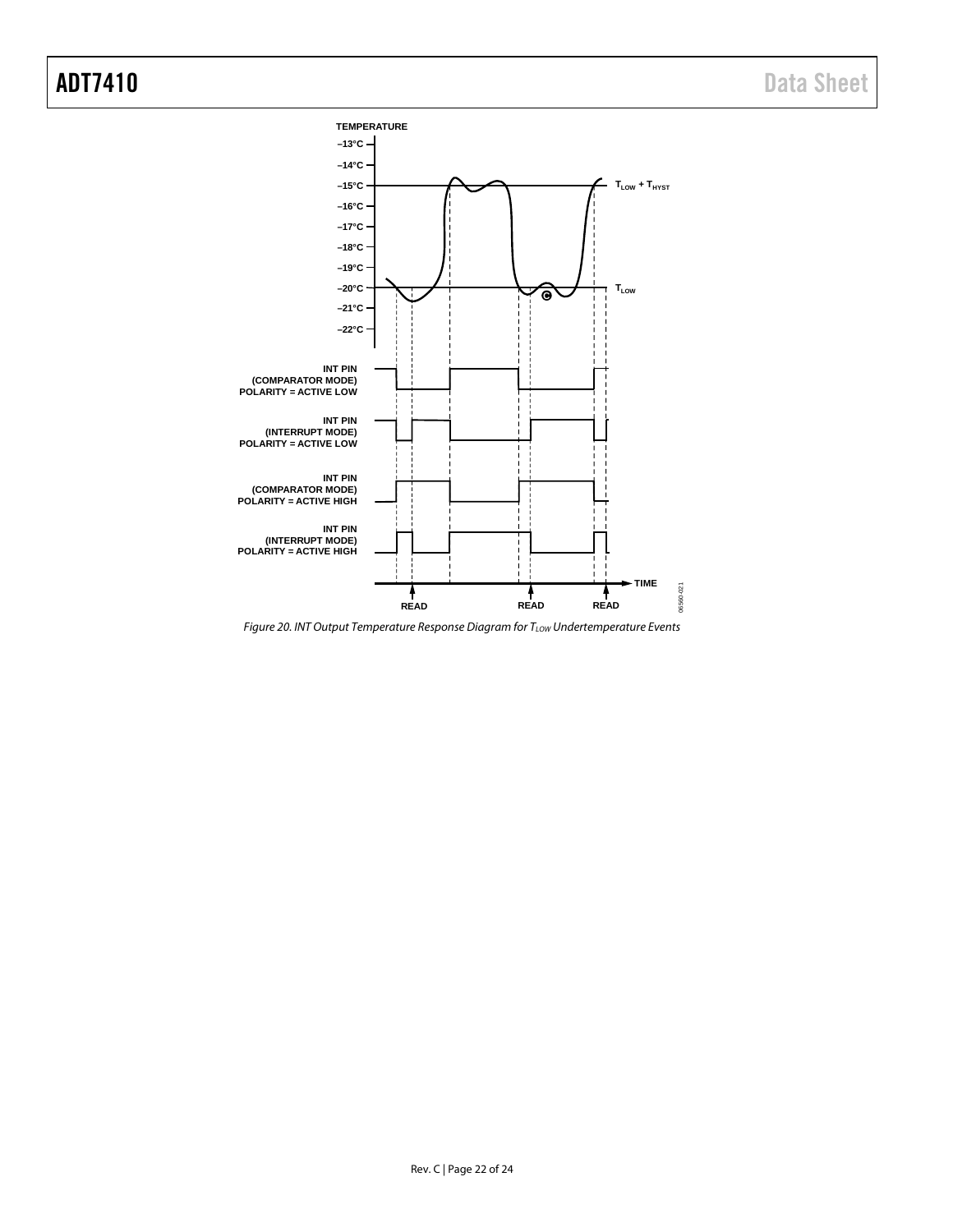Figure 20. INT Output Temperature Response Diagram for $T_{LOW}$ Undertemperature Events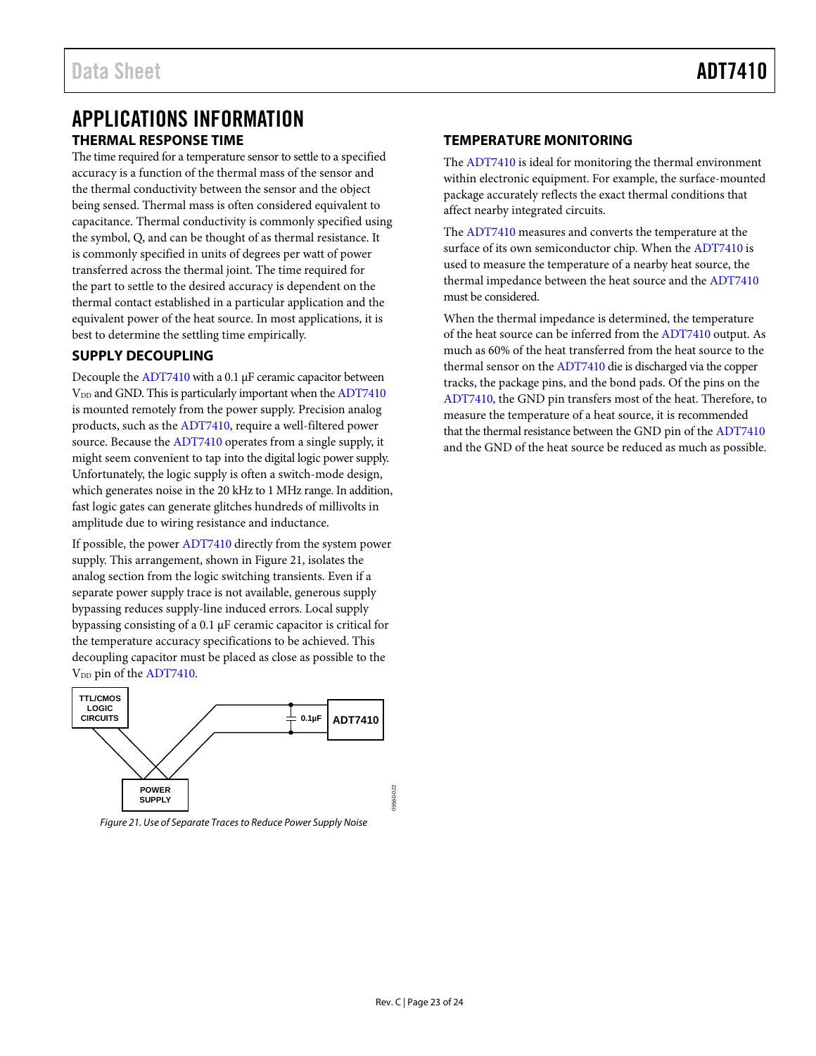# APPLICATIONS INFORMATION

## THERMAL RESPONSE TIME

The time required for a temperature sensor to settle to a specified accuracy is a function of the thermal mass of the sensor and the thermal conductivity between the sensor and the object being sensed. Thermal mass is often considered equivalent to capacitance. Thermal conductivity is commonly specified using the symbol, Q, and can be thought of as thermal resistance. It is commonly specified in units of degrees per watt of power transferred across the thermal joint. The time required for the part to settle to the desired accuracy is dependent on the thermal contact established in a particular application and the equivalent power of the heat source. In most applications, it is best to determine the settling time empirically.

## SUPPLY DECOUPLING

Decouple the ADT7410 with a 0.1 µF ceramic capacitor between $V_{DD}$ and GND. This is particularly important when the ADT7410 is mounted remotely from the power supply. Precision analog products, such as the ADT7410, require a well-filtered power source. Because the ADT7410 operates from a single supply, it might seem convenient to tap into the digital logic power supply. Unfortunately, the logic supply is often a switch-mode design, which generates noise in the 20 kHz to 1 MHz range. In addition, fast logic gates can generate glitches hundreds of millivolts in amplitude due to wiring resistance and inductance.

If possible, the power ADT7410 directly from the system power supply. This arrangement, shown in Figure 21, isolates the analog section from the logic switching transients. Even if a separate power supply trace is not available, generous supply bypassing reduces supply-line induced errors. Local supply bypassing consisting of a 0.1 µF ceramic capacitor is critical for the temperature accuracy specifications to be achieved. This decoupling capacitor must be placed as close as possible to the $V_{DD}$ pin of the ADT7410.

*Figure 21. Use of Separate Traces to Reduce Power Supply Noise*

## TEMPERATURE MONITORING

The ADT7410 is ideal for monitoring the thermal environment within electronic equipment. For example, the surface-mounted package accurately reflects the exact thermal conditions that affect nearby integrated circuits.

The ADT7410 measures and converts the temperature at the surface of its own semiconductor chip. When the ADT7410 is used to measure the temperature of a nearby heat source, the thermal impedance between the heat source and the ADT7410 must be considered.

When the thermal impedance is determined, the temperature of the heat source can be inferred from the ADT7410 output. As much as 60% of the heat transferred from the heat source to the thermal sensor on the ADT7410 die is discharged via the copper tracks, the package pins, and the bond pads. Of the pins on the ADT7410, the GND pin transfers most of the heat. Therefore, to measure the temperature of a heat source, it is recommended that the thermal resistance between the GND pin of the ADT7410 and the GND of the heat source be reduced as much as possible.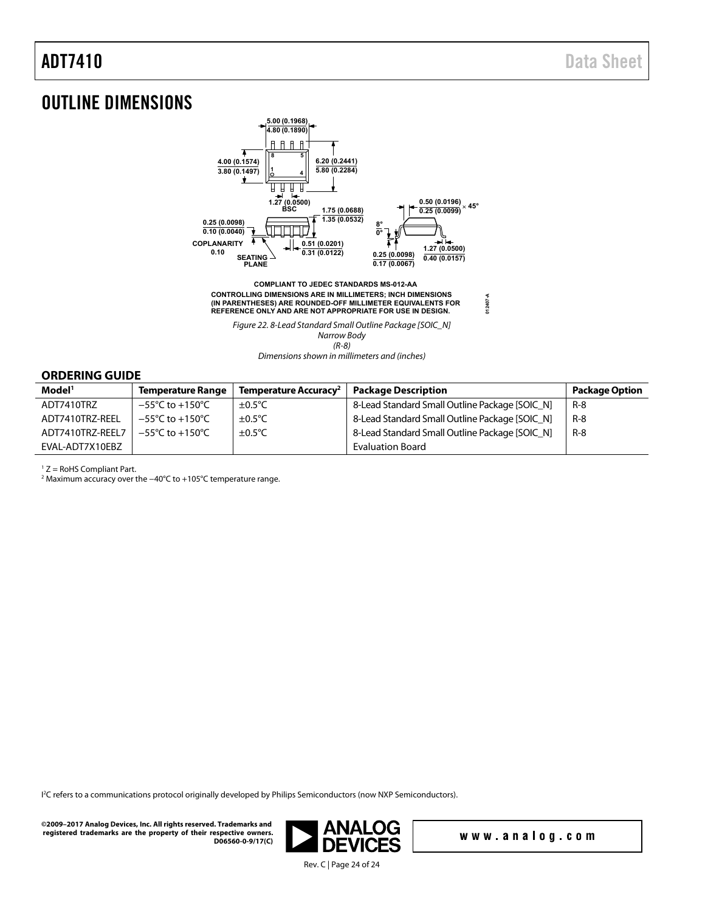## OUTLINE DIMENSIONS

5.00 (0.1968)
4.80 (0.1890)

4.00 (0.1574)
3.80 (0.1497)

6.20 (0.2441)
5.80 (0.2284)

8
5
1
4

1.27 (0.0500)
BSC

1.75 (0.0688)
1.35 (0.0532)

0.25 (0.0098)
0.10 (0.0040)

COPLANARITY
0.10

SEATING
PLANE

0.51 (0.0201)
0.31 (0.0122)

0.50 (0.0196)
0.25 (0.0099) × 45°

8°
0°

0.25 (0.0098)
0.17 (0.0067)

1.27 (0.0500)
0.40 (0.0157)

COMPLIANT TO JEDEC STANDARDS MS-012-AA

CONTROLLING DIMENSIONS ARE IN MILLIMETERS; INCH DIMENSIONS (IN PARENTHESES) ARE ROUNDED-OFF MILLIMETER EQUIVALENTS FOR REFERENCE ONLY AND ARE NOT APPROPRIATE FOR USE IN DESIGN.

012407-A

*Figure 22. 8-Lead Standard Small Outline Package [SOIC_N]*
*Narrow Body*
*(R-8)*
*Dimensions shown in millimeters and (inches)*

### ORDERING GUIDE

| Model[1] | Temperature Range | Temperature Accuracy[2] | Package Description | Package Option |
|---|---|---|---|---|
| ADT7410TRZ | −55°C to +150°C | ±0.5°C | 8-Lead Standard Small Outline Package [SOIC_N] | R-8 |
| ADT7410TRZ-REEL | −55°C to +150°C | ±0.5°C | 8-Lead Standard Small Outline Package [SOIC_N] | R-8 |
| ADT7410TRZ-REEL7 | −55°C to +150°C | ±0.5°C | 8-Lead Standard Small Outline Package [SOIC_N] | R-8 |
| EVAL-ADT7X10EBZ | | | Evaluation Board | |

[1] Z = RoHS Compliant Part.
[2] Maximum accuracy over the −40°C to +105°C temperature range.

$I^2C$ refers to a communications protocol originally developed by Philips Semiconductors (now NXP Semiconductors).

©2009–2017 Analog Devices, Inc. All rights reserved. Trademarks and registered trademarks are the property of their respective owners.
D06560-0-9/17(C)

www.analog.com